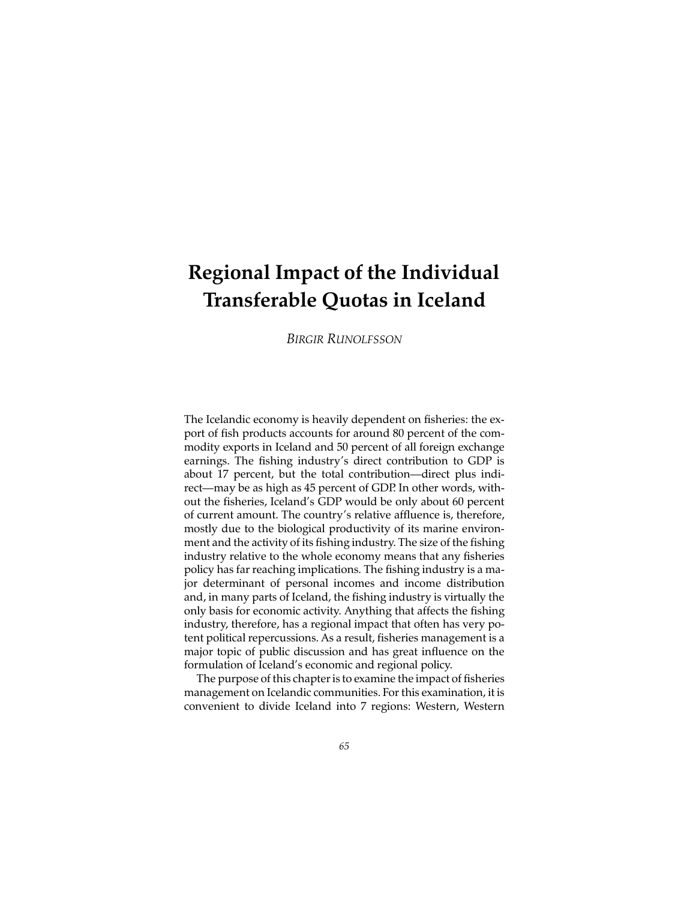# Regional Impact of the Individual Transferable Quotas in Iceland

*BIRGIR RUNOLFSSON*

The Icelandic economy is heavily dependent on fisheries: the export of fish products accounts for around 80 percent of the commodity exports in Iceland and 50 percent of all foreign exchange earnings. The fishing industry's direct contribution to GDP is about 17 percent, but the total contribution—direct plus indirect—may be as high as 45 percent of GDP. In other words, without the fisheries, Iceland's GDP would be only about 60 percent of current amount. The country's relative affluence is, therefore, mostly due to the biological productivity of its marine environment and the activity of its fishing industry. The size of the fishing industry relative to the whole economy means that any fisheries policy has far reaching implications. The fishing industry is a major determinant of personal incomes and income distribution and, in many parts of Iceland, the fishing industry is virtually the only basis for economic activity. Anything that affects the fishing industry, therefore, has a regional impact that often has very potent political repercussions. As a result, fisheries management is a major topic of public discussion and has great influence on the formulation of Iceland's economic and regional policy.

The purpose of this chapter is to examine the impact of fisheries management on Icelandic communities. For this examination, it is convenient to divide Iceland into 7 regions: Western, Western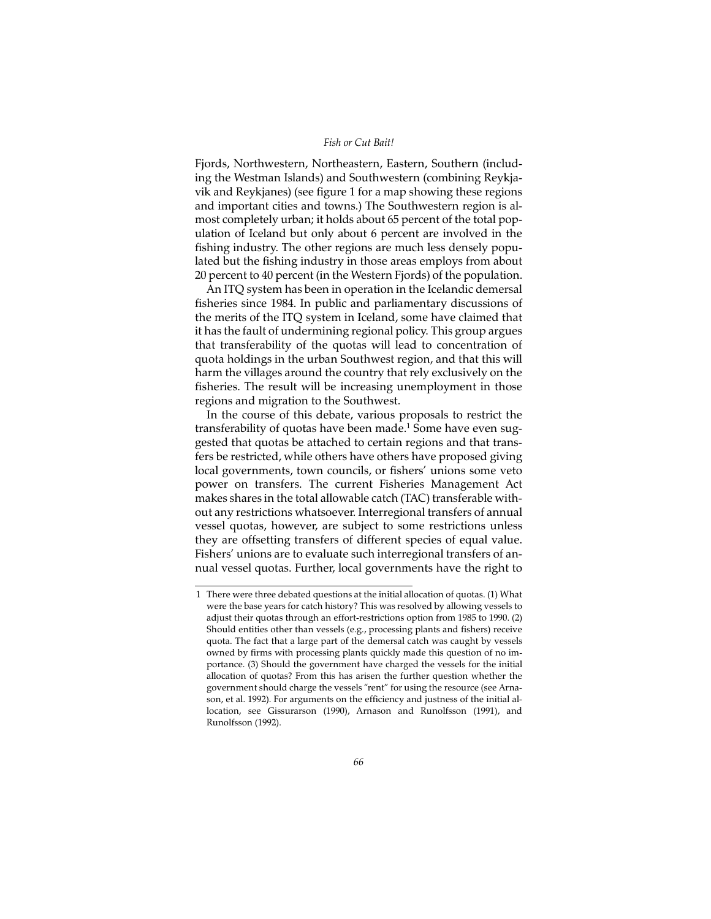Fjords, Northwestern, Northeastern, Eastern, Southern (including the Westman Islands) and Southwestern (combining Reykjavik and Reykjanes) (see figure 1 for a map showing these regions and important cities and towns.) The Southwestern region is almost completely urban; it holds about 65 percent of the total population of Iceland but only about 6 percent are involved in the fishing industry. The other regions are much less densely populated but the fishing industry in those areas employs from about 20 percent to 40 percent (in the Western Fjords) of the population.

An ITQ system has been in operation in the Icelandic demersal fisheries since 1984. In public and parliamentary discussions of the merits of the ITQ system in Iceland, some have claimed that it has the fault of undermining regional policy. This group argues that transferability of the quotas will lead to concentration of quota holdings in the urban Southwest region, and that this will harm the villages around the country that rely exclusively on the fisheries. The result will be increasing unemployment in those regions and migration to the Southwest.

In the course of this debate, various proposals to restrict the transferability of quotas have been made.[1] Some have even suggested that quotas be attached to certain regions and that transfers be restricted, while others have others have proposed giving local governments, town councils, or fishers' unions some veto power on transfers. The current Fisheries Management Act makes shares in the total allowable catch (TAC) transferable without any restrictions whatsoever. Interregional transfers of annual vessel quotas, however, are subject to some restrictions unless they are offsetting transfers of different species of equal value. Fishers' unions are to evaluate such interregional transfers of annual vessel quotas. Further, local governments have the right to

---

1 There were three debated questions at the initial allocation of quotas. (1) What were the base years for catch history? This was resolved by allowing vessels to adjust their quotas through an effort-restrictions option from 1985 to 1990. (2) Should entities other than vessels (e.g., processing plants and fishers) receive quota. The fact that a large part of the demersal catch was caught by vessels owned by firms with processing plants quickly made this question of no importance. (3) Should the government have charged the vessels for the initial allocation of quotas? From this has arisen the further question whether the government should charge the vessels "rent" for using the resource (see Arnason, et al. 1992). For arguments on the efficiency and justness of the initial allocation, see Gissurarson (1990), Arnason and Runolfsson (1991), and Runolfsson (1992).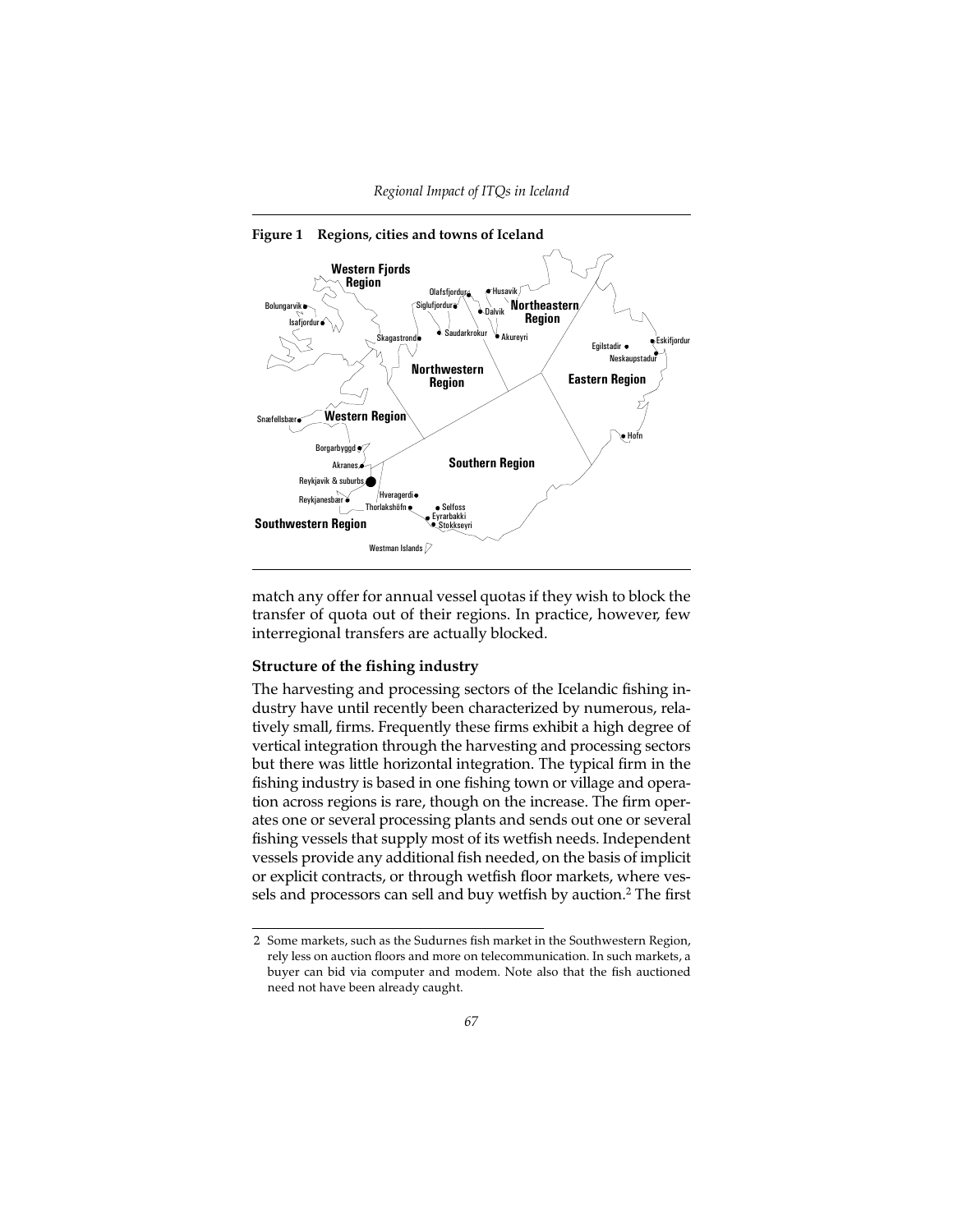**Figure 1 Regions, cities and towns of Iceland**

match any offer for annual vessel quotas if they wish to block the transfer of quota out of their regions. In practice, however, few interregional transfers are actually blocked.

### Structure of the fishing industry

The harvesting and processing sectors of the Icelandic fishing industry have until recently been characterized by numerous, relatively small, firms. Frequently these firms exhibit a high degree of vertical integration through the harvesting and processing sectors but there was little horizontal integration. The typical firm in the fishing industry is based in one fishing town or village and operation across regions is rare, though on the increase. The firm operates one or several processing plants and sends out one or several fishing vessels that supply most of its wetfish needs. Independent vessels provide any additional fish needed, on the basis of implicit or explicit contracts, or through wetfish floor markets, where vessels and processors can sell and buy wetfish by auction.[2] The first

[2] Some markets, such as the Sudurnes fish market in the Southwestern Region, rely less on auction floors and more on telecommunication. In such markets, a buyer can bid via computer and modem. Note also that the fish auctioned need not have been already caught.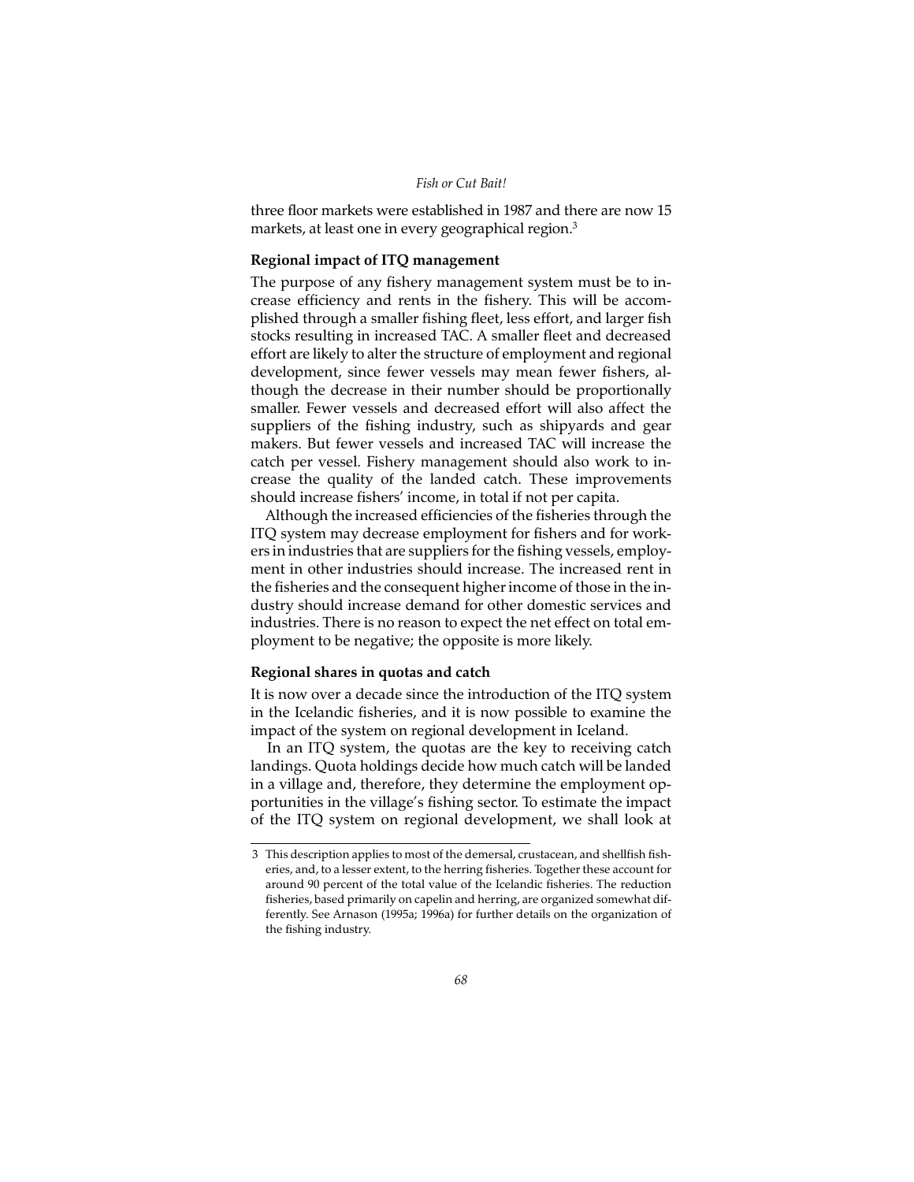three floor markets were established in 1987 and there are now 15 markets, at least one in every geographical region.[3]

### Regional impact of ITQ management

The purpose of any fishery management system must be to increase efficiency and rents in the fishery. This will be accomplished through a smaller fishing fleet, less effort, and larger fish stocks resulting in increased TAC. A smaller fleet and decreased effort are likely to alter the structure of employment and regional development, since fewer vessels may mean fewer fishers, although the decrease in their number should be proportionally smaller. Fewer vessels and decreased effort will also affect the suppliers of the fishing industry, such as shipyards and gear makers. But fewer vessels and increased TAC will increase the catch per vessel. Fishery management should also work to increase the quality of the landed catch. These improvements should increase fishers' income, in total if not per capita.

Although the increased efficiencies of the fisheries through the ITQ system may decrease employment for fishers and for workers in industries that are suppliers for the fishing vessels, employment in other industries should increase. The increased rent in the fisheries and the consequent higher income of those in the industry should increase demand for other domestic services and industries. There is no reason to expect the net effect on total employment to be negative; the opposite is more likely.

### Regional shares in quotas and catch

It is now over a decade since the introduction of the ITQ system in the Icelandic fisheries, and it is now possible to examine the impact of the system on regional development in Iceland.

In an ITQ system, the quotas are the key to receiving catch landings. Quota holdings decide how much catch will be landed in a village and, therefore, they determine the employment opportunities in the village's fishing sector. To estimate the impact of the ITQ system on regional development, we shall look at

---

3 This description applies to most of the demersal, crustacean, and shellfish fisheries, and, to a lesser extent, to the herring fisheries. Together these account for around 90 percent of the total value of the Icelandic fisheries. The reduction fisheries, based primarily on capelin and herring, are organized somewhat differently. See Arnason (1995a; 1996a) for further details on the organization of the fishing industry.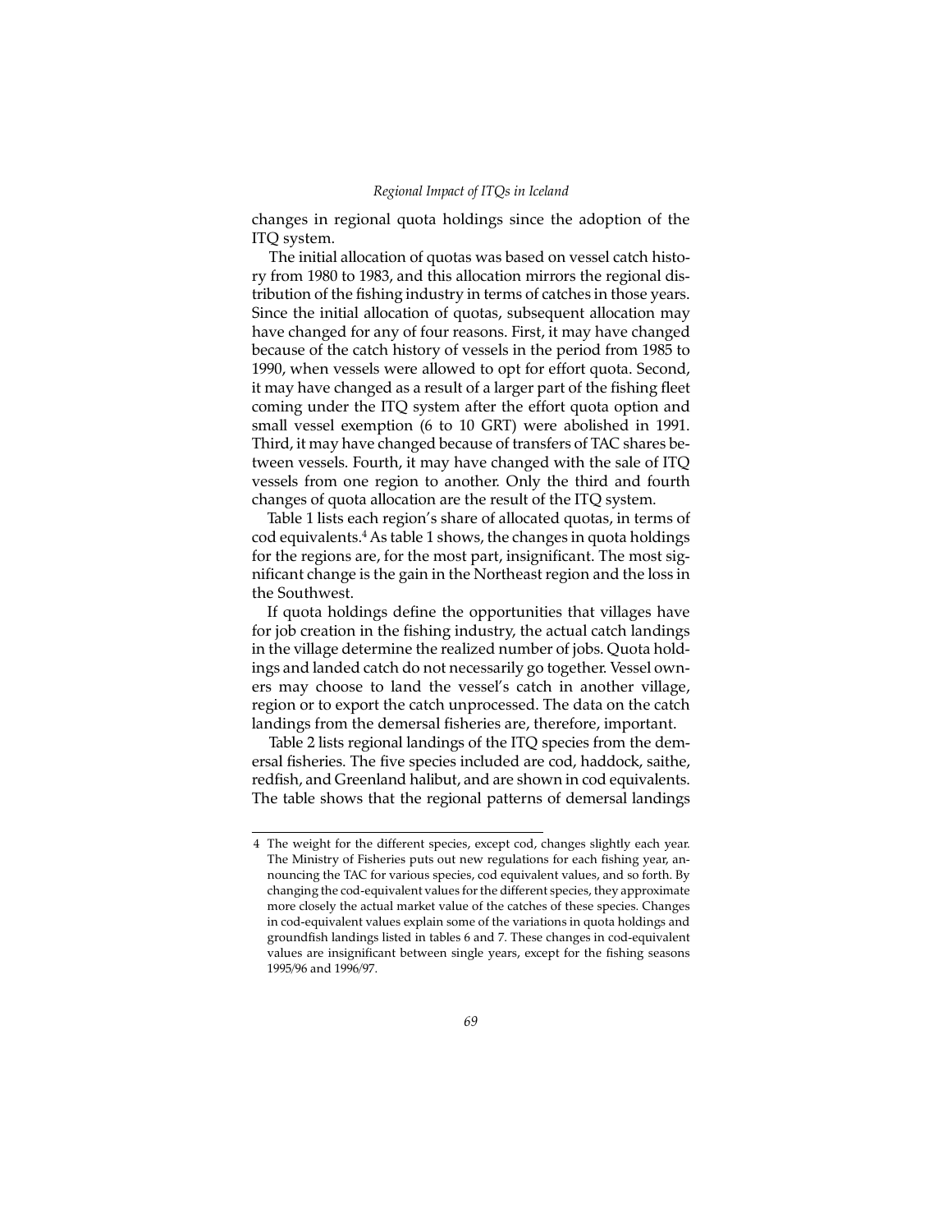changes in regional quota holdings since the adoption of the ITQ system.

The initial allocation of quotas was based on vessel catch history from 1980 to 1983, and this allocation mirrors the regional distribution of the fishing industry in terms of catches in those years. Since the initial allocation of quotas, subsequent allocation may have changed for any of four reasons. First, it may have changed because of the catch history of vessels in the period from 1985 to 1990, when vessels were allowed to opt for effort quota. Second, it may have changed as a result of a larger part of the fishing fleet coming under the ITQ system after the effort quota option and small vessel exemption (6 to 10 GRT) were abolished in 1991. Third, it may have changed because of transfers of TAC shares between vessels. Fourth, it may have changed with the sale of ITQ vessels from one region to another. Only the third and fourth changes of quota allocation are the result of the ITQ system.

Table 1 lists each region's share of allocated quotas, in terms of cod equivalents.[4] As table 1 shows, the changes in quota holdings for the regions are, for the most part, insignificant. The most significant change is the gain in the Northeast region and the loss in the Southwest.

If quota holdings define the opportunities that villages have for job creation in the fishing industry, the actual catch landings in the village determine the realized number of jobs. Quota holdings and landed catch do not necessarily go together. Vessel owners may choose to land the vessel's catch in another village, region or to export the catch unprocessed. The data on the catch landings from the demersal fisheries are, therefore, important.

Table 2 lists regional landings of the ITQ species from the demersal fisheries. The five species included are cod, haddock, saithe, redfish, and Greenland halibut, and are shown in cod equivalents. The table shows that the regional patterns of demersal landings

---

4 The weight for the different species, except cod, changes slightly each year. The Ministry of Fisheries puts out new regulations for each fishing year, announcing the TAC for various species, cod equivalent values, and so forth. By changing the cod-equivalent values for the different species, they approximate more closely the actual market value of the catches of these species. Changes in cod-equivalent values explain some of the variations in quota holdings and groundfish landings listed in tables 6 and 7. These changes in cod-equivalent values are insignificant between single years, except for the fishing seasons 1995/96 and 1996/97.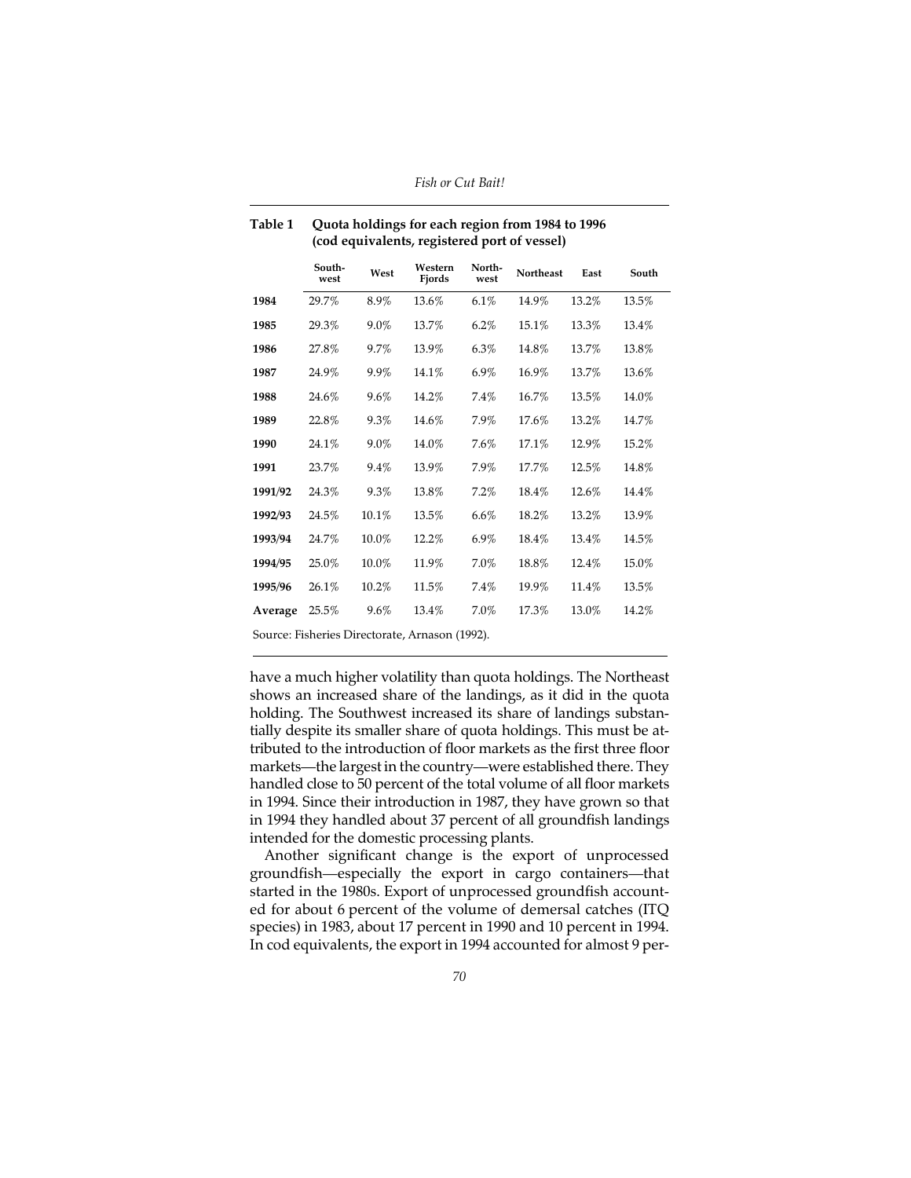**Table 1 Quota holdings for each region from 1984 to 1996 (cod equivalents, registered port of vessel)**

| | South-west | West | Western Fjords | North-west | Northeast | East | South |
|---|---|---|---|---|---|---|---|
| **1984** | 29.7% | 8.9% | 13.6% | 6.1% | 14.9% | 13.2% | 13.5% |
| **1985** | 29.3% | 9.0% | 13.7% | 6.2% | 15.1% | 13.3% | 13.4% |
| **1986** | 27.8% | 9.7% | 13.9% | 6.3% | 14.8% | 13.7% | 13.8% |
| **1987** | 24.9% | 9.9% | 14.1% | 6.9% | 16.9% | 13.7% | 13.6% |
| **1988** | 24.6% | 9.6% | 14.2% | 7.4% | 16.7% | 13.5% | 14.0% |
| **1989** | 22.8% | 9.3% | 14.6% | 7.9% | 17.6% | 13.2% | 14.7% |
| **1990** | 24.1% | 9.0% | 14.0% | 7.6% | 17.1% | 12.9% | 15.2% |
| **1991** | 23.7% | 9.4% | 13.9% | 7.9% | 17.7% | 12.5% | 14.8% |
| **1991/92** | 24.3% | 9.3% | 13.8% | 7.2% | 18.4% | 12.6% | 14.4% |
| **1992/93** | 24.5% | 10.1% | 13.5% | 6.6% | 18.2% | 13.2% | 13.9% |
| **1993/94** | 24.7% | 10.0% | 12.2% | 6.9% | 18.4% | 13.4% | 14.5% |
| **1994/95** | 25.0% | 10.0% | 11.9% | 7.0% | 18.8% | 12.4% | 15.0% |
| **1995/96** | 26.1% | 10.2% | 11.5% | 7.4% | 19.9% | 11.4% | 13.5% |
| **Average** | 25.5% | 9.6% | 13.4% | 7.0% | 17.3% | 13.0% | 14.2% |

Source: Fisheries Directorate, Arnason (1992).

have a much higher volatility than quota holdings. The Northeast shows an increased share of the landings, as it did in the quota holding. The Southwest increased its share of landings substantially despite its smaller share of quota holdings. This must be attributed to the introduction of floor markets as the first three floor markets—the largest in the country—were established there. They handled close to 50 percent of the total volume of all floor markets in 1994. Since their introduction in 1987, they have grown so that in 1994 they handled about 37 percent of all groundfish landings intended for the domestic processing plants.

Another significant change is the export of unprocessed groundfish—especially the export in cargo containers—that started in the 1980s. Export of unprocessed groundfish accounted for about 6 percent of the volume of demersal catches (ITQ species) in 1983, about 17 percent in 1990 and 10 percent in 1994. In cod equivalents, the export in 1994 accounted for almost 9 per-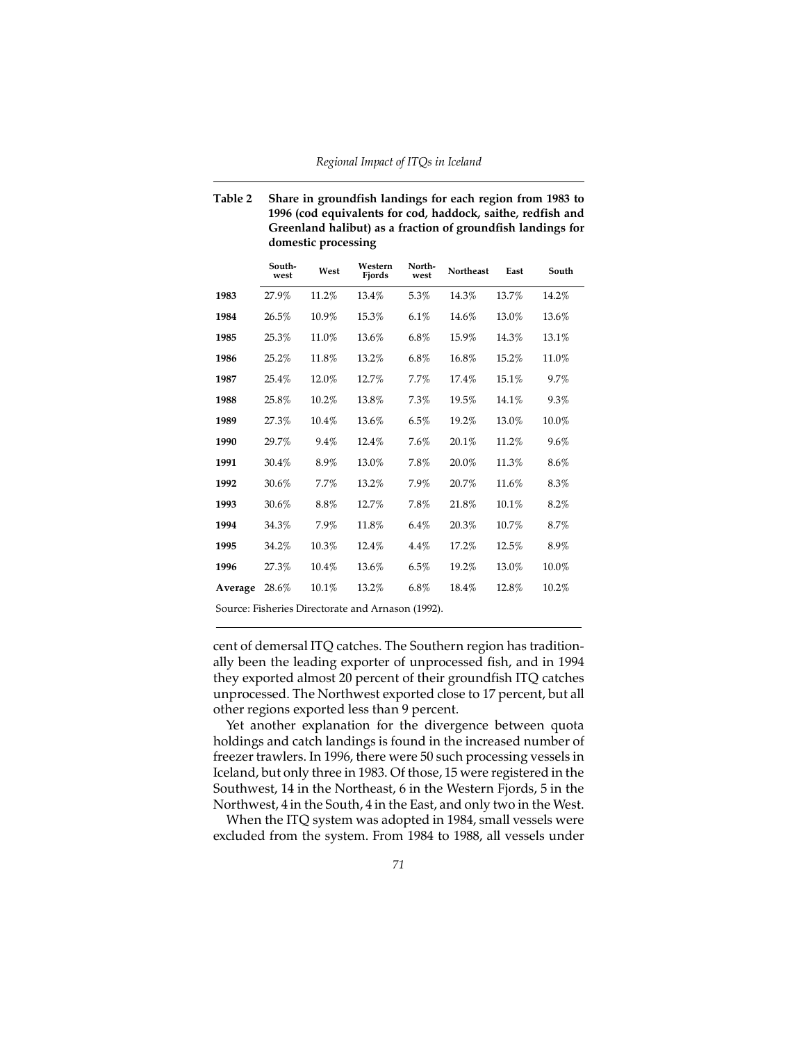**Table 2 Share in groundfish landings for each region from 1983 to 1996 (cod equivalents for cod, haddock, saithe, redfish and Greenland halibut) as a fraction of groundfish landings for domestic processing**

| | Southwest | West | Western Fjords | Northwest | Northeast | East | South |
|---|---|---|---|---|---|---|---|
| **1983** | 27.9% | 11.2% | 13.4% | 5.3% | 14.3% | 13.7% | 14.2% |
| **1984** | 26.5% | 10.9% | 15.3% | 6.1% | 14.6% | 13.0% | 13.6% |
| **1985** | 25.3% | 11.0% | 13.6% | 6.8% | 15.9% | 14.3% | 13.1% |
| **1986** | 25.2% | 11.8% | 13.2% | 6.8% | 16.8% | 15.2% | 11.0% |
| **1987** | 25.4% | 12.0% | 12.7% | 7.7% | 17.4% | 15.1% | 9.7% |
| **1988** | 25.8% | 10.2% | 13.8% | 7.3% | 19.5% | 14.1% | 9.3% |
| **1989** | 27.3% | 10.4% | 13.6% | 6.5% | 19.2% | 13.0% | 10.0% |
| **1990** | 29.7% | 9.4% | 12.4% | 7.6% | 20.1% | 11.2% | 9.6% |
| **1991** | 30.4% | 8.9% | 13.0% | 7.8% | 20.0% | 11.3% | 8.6% |
| **1992** | 30.6% | 7.7% | 13.2% | 7.9% | 20.7% | 11.6% | 8.3% |
| **1993** | 30.6% | 8.8% | 12.7% | 7.8% | 21.8% | 10.1% | 8.2% |
| **1994** | 34.3% | 7.9% | 11.8% | 6.4% | 20.3% | 10.7% | 8.7% |
| **1995** | 34.2% | 10.3% | 12.4% | 4.4% | 17.2% | 12.5% | 8.9% |
| **1996** | 27.3% | 10.4% | 13.6% | 6.5% | 19.2% | 13.0% | 10.0% |
| **Average** | 28.6% | 10.1% | 13.2% | 6.8% | 18.4% | 12.8% | 10.2% |

Source: Fisheries Directorate and Arnason (1992).

cent of demersal ITQ catches. The Southern region has traditionally been the leading exporter of unprocessed fish, and in 1994 they exported almost 20 percent of their groundfish ITQ catches unprocessed. The Northwest exported close to 17 percent, but all other regions exported less than 9 percent.

Yet another explanation for the divergence between quota holdings and catch landings is found in the increased number of freezer trawlers. In 1996, there were 50 such processing vessels in Iceland, but only three in 1983. Of those, 15 were registered in the Southwest, 14 in the Northeast, 6 in the Western Fjords, 5 in the Northwest, 4 in the South, 4 in the East, and only two in the West.

When the ITQ system was adopted in 1984, small vessels were excluded from the system. From 1984 to 1988, all vessels under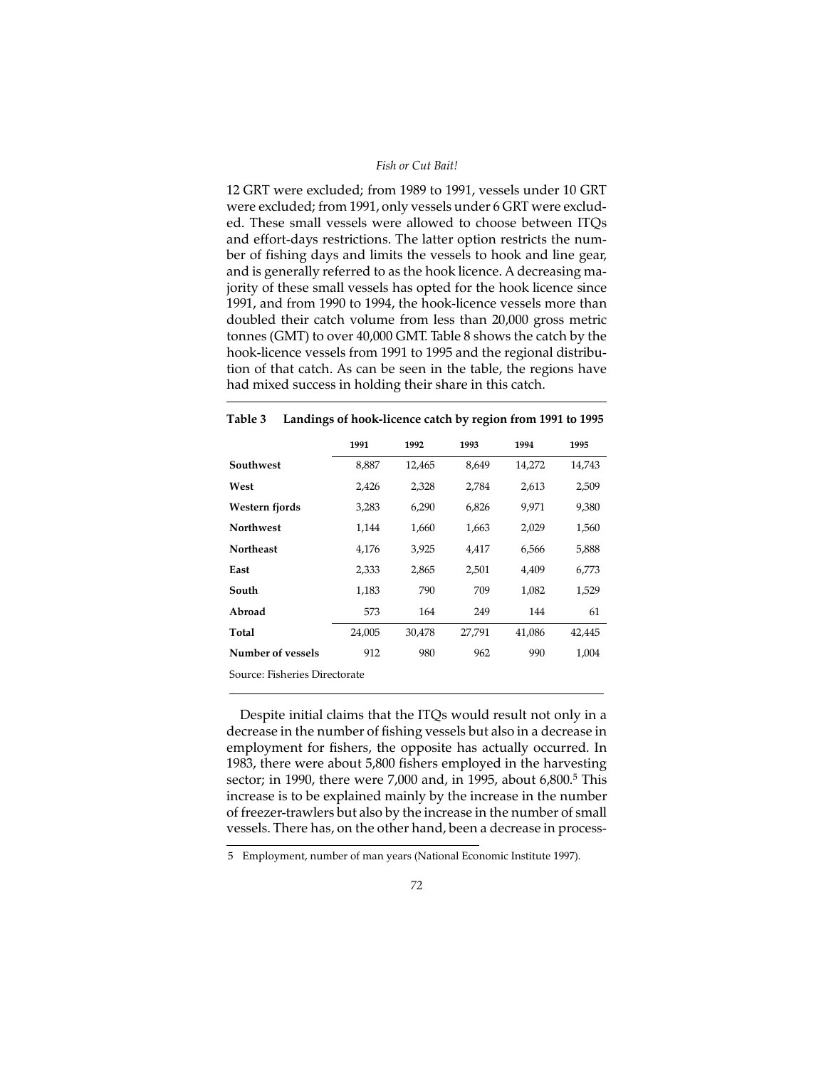12 GRT were excluded; from 1989 to 1991, vessels under 10 GRT were excluded; from 1991, only vessels under 6 GRT were excluded. These small vessels were allowed to choose between ITQs and effort-days restrictions. The latter option restricts the number of fishing days and limits the vessels to hook and line gear, and is generally referred to as the hook licence. A decreasing majority of these small vessels has opted for the hook licence since 1991, and from 1990 to 1994, the hook-licence vessels more than doubled their catch volume from less than 20,000 gross metric tonnes (GMT) to over 40,000 GMT. Table 8 shows the catch by the hook-licence vessels from 1991 to 1995 and the regional distribution of that catch. As can be seen in the table, the regions have had mixed success in holding their share in this catch.

**Table 3 Landings of hook-licence catch by region from 1991 to 1995**

| | 1991 | 1992 | 1993 | 1994 | 1995 |
|---|---|---|---|---|---|
| **Southwest** | 8,887 | 12,465 | 8,649 | 14,272 | 14,743 |
| **West** | 2,426 | 2,328 | 2,784 | 2,613 | 2,509 |
| **Western fjords** | 3,283 | 6,290 | 6,826 | 9,971 | 9,380 |
| **Northwest** | 1,144 | 1,660 | 1,663 | 2,029 | 1,560 |
| **Northeast** | 4,176 | 3,925 | 4,417 | 6,566 | 5,888 |
| **East** | 2,333 | 2,865 | 2,501 | 4,409 | 6,773 |
| **South** | 1,183 | 790 | 709 | 1,082 | 1,529 |
| **Abroad** | 573 | 164 | 249 | 144 | 61 |
| **Total** | 24,005 | 30,478 | 27,791 | 41,086 | 42,445 |
| **Number of vessels** | 912 | 980 | 962 | 990 | 1,004 |

Source: Fisheries Directorate

Despite initial claims that the ITQs would result not only in a decrease in the number of fishing vessels but also in a decrease in employment for fishers, the opposite has actually occurred. In 1983, there were about 5,800 fishers employed in the harvesting sector; in 1990, there were 7,000 and, in 1995, about 6,800.[5] This increase is to be explained mainly by the increase in the number of freezer-trawlers but also by the increase in the number of small vessels. There has, on the other hand, been a decrease in process-

5 Employment, number of man years (National Economic Institute 1997).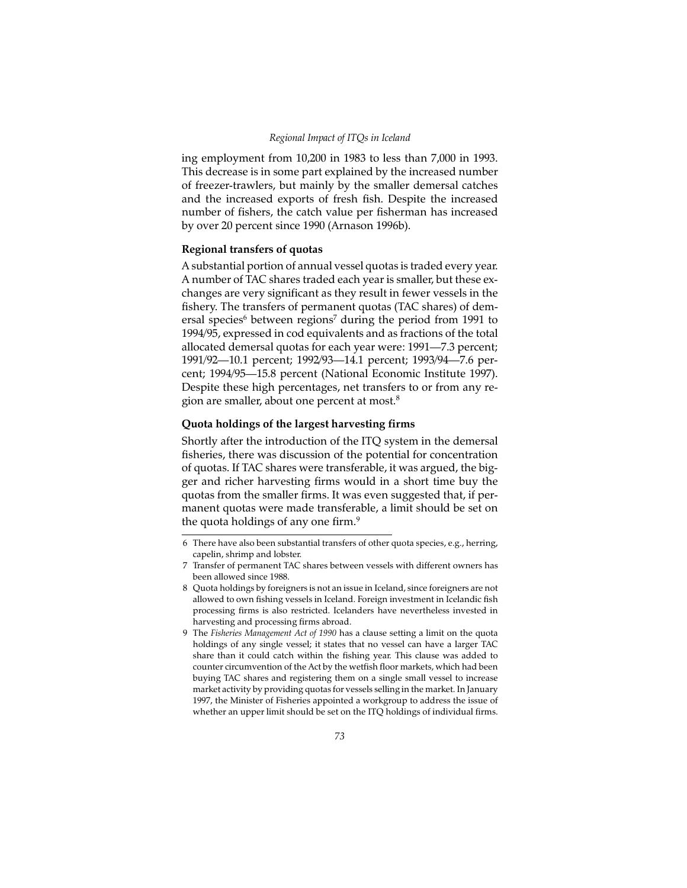ing employment from 10,200 in 1983 to less than 7,000 in 1993. This decrease is in some part explained by the increased number of freezer-trawlers, but mainly by the smaller demersal catches and the increased exports of fresh fish. Despite the increased number of fishers, the catch value per fisherman has increased by over 20 percent since 1990 (Arnason 1996b).

### Regional transfers of quotas

A substantial portion of annual vessel quotas is traded every year. A number of TAC shares traded each year is smaller, but these exchanges are very significant as they result in fewer vessels in the fishery. The transfers of permanent quotas (TAC shares) of demersal species[6] between regions[7] during the period from 1991 to 1994/95, expressed in cod equivalents and as fractions of the total allocated demersal quotas for each year were: 1991—7.3 percent; 1991/92—10.1 percent; 1992/93—14.1 percent; 1993/94—7.6 percent; 1994/95—15.8 percent (National Economic Institute 1997). Despite these high percentages, net transfers to or from any region are smaller, about one percent at most.[8]

### Quota holdings of the largest harvesting firms

Shortly after the introduction of the ITQ system in the demersal fisheries, there was discussion of the potential for concentration of quotas. If TAC shares were transferable, it was argued, the bigger and richer harvesting firms would in a short time buy the quotas from the smaller firms. It was even suggested that, if permanent quotas were made transferable, a limit should be set on the quota holdings of any one firm.[9]

---

6 There have also been substantial transfers of other quota species, e.g., herring, capelin, shrimp and lobster.

7 Transfer of permanent TAC shares between vessels with different owners has been allowed since 1988.

8 Quota holdings by foreigners is not an issue in Iceland, since foreigners are not allowed to own fishing vessels in Iceland. Foreign investment in Icelandic fish processing firms is also restricted. Icelanders have nevertheless invested in harvesting and processing firms abroad.

9 The *Fisheries Management Act of 1990* has a clause setting a limit on the quota holdings of any single vessel; it states that no vessel can have a larger TAC share than it could catch within the fishing year. This clause was added to counter circumvention of the Act by the wetfish floor markets, which had been buying TAC shares and registering them on a single small vessel to increase market activity by providing quotas for vessels selling in the market. In January 1997, the Minister of Fisheries appointed a workgroup to address the issue of whether an upper limit should be set on the ITQ holdings of individual firms.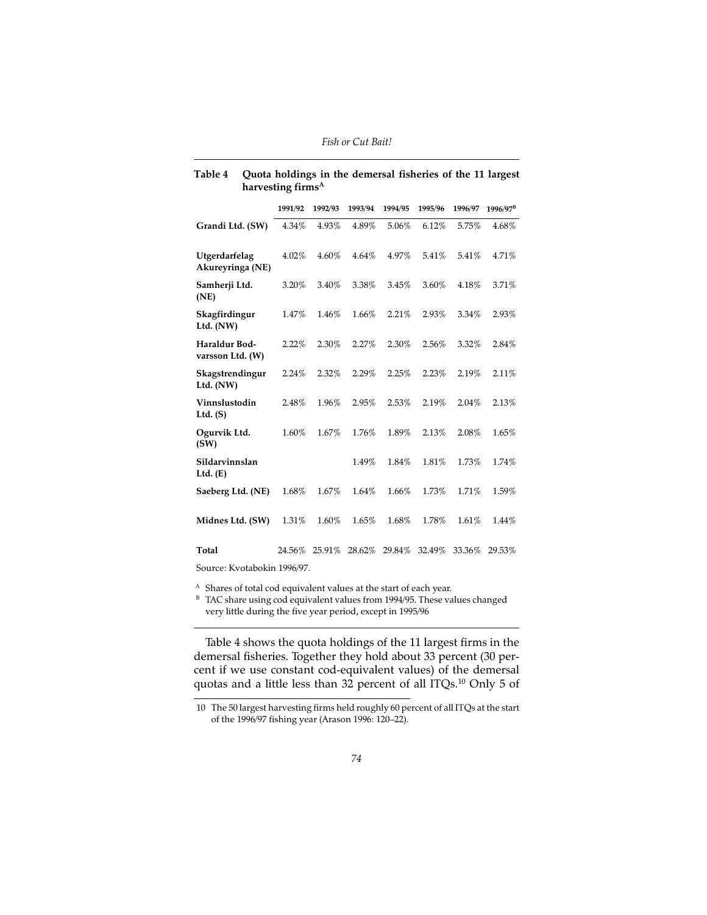**Table 4 Quota holdings in the demersal fisheries of the 11 largest harvesting firms[A]**

| | 1991/92 | 1992/93 | 1993/94 | 1994/95 | 1995/96 | 1996/97 | 1996/97[B] |
|---|---|---|---|---|---|---|---|
| **Grandi Ltd. (SW)** | 4.34% | 4.93% | 4.89% | 5.06% | 6.12% | 5.75% | 4.68% |
| **Utgerdarfelag Akureyringa (NE)** | 4.02% | 4.60% | 4.64% | 4.97% | 5.41% | 5.41% | 4.71% |
| **Samherji Ltd. (NE)** | 3.20% | 3.40% | 3.38% | 3.45% | 3.60% | 4.18% | 3.71% |
| **Skagfirdingur Ltd. (NW)** | 1.47% | 1.46% | 1.66% | 2.21% | 2.93% | 3.34% | 2.93% |
| **Haraldur Bodvarsson Ltd. (W)** | 2.22% | 2.30% | 2.27% | 2.30% | 2.56% | 3.32% | 2.84% |
| **Skagstrendingur Ltd. (NW)** | 2.24% | 2.32% | 2.29% | 2.25% | 2.23% | 2.19% | 2.11% |
| **Vinnslustodin Ltd. (S)** | 2.48% | 1.96% | 2.95% | 2.53% | 2.19% | 2.04% | 2.13% |
| **Ogurvik Ltd. (SW)** | 1.60% | 1.67% | 1.76% | 1.89% | 2.13% | 2.08% | 1.65% |
| **Sildarvinnslan Ltd. (E)** | | | 1.49% | 1.84% | 1.81% | 1.73% | 1.74% |
| **Saeberg Ltd. (NE)** | 1.68% | 1.67% | 1.64% | 1.66% | 1.73% | 1.71% | 1.59% |
| **Midnes Ltd. (SW)** | 1.31% | 1.60% | 1.65% | 1.68% | 1.78% | 1.61% | 1.44% |
| **Total** | 24.56% | 25.91% | 28.62% | 29.84% | 32.49% | 33.36% | 29.53% |

Source: Kvotabokin 1996/97.

[A] Shares of total cod equivalent values at the start of each year.
[B] TAC share using cod equivalent values from 1994/95. These values changed very little during the five year period, except in 1995/96

Table 4 shows the quota holdings of the 11 largest firms in the demersal fisheries. Together they hold about 33 percent (30 percent if we use constant cod-equivalent values) of the demersal quotas and a little less than 32 percent of all ITQs.[10] Only 5 of

[10] The 50 largest harvesting firms held roughly 60 percent of all ITQs at the start of the 1996/97 fishing year (Arason 1996: 120–22).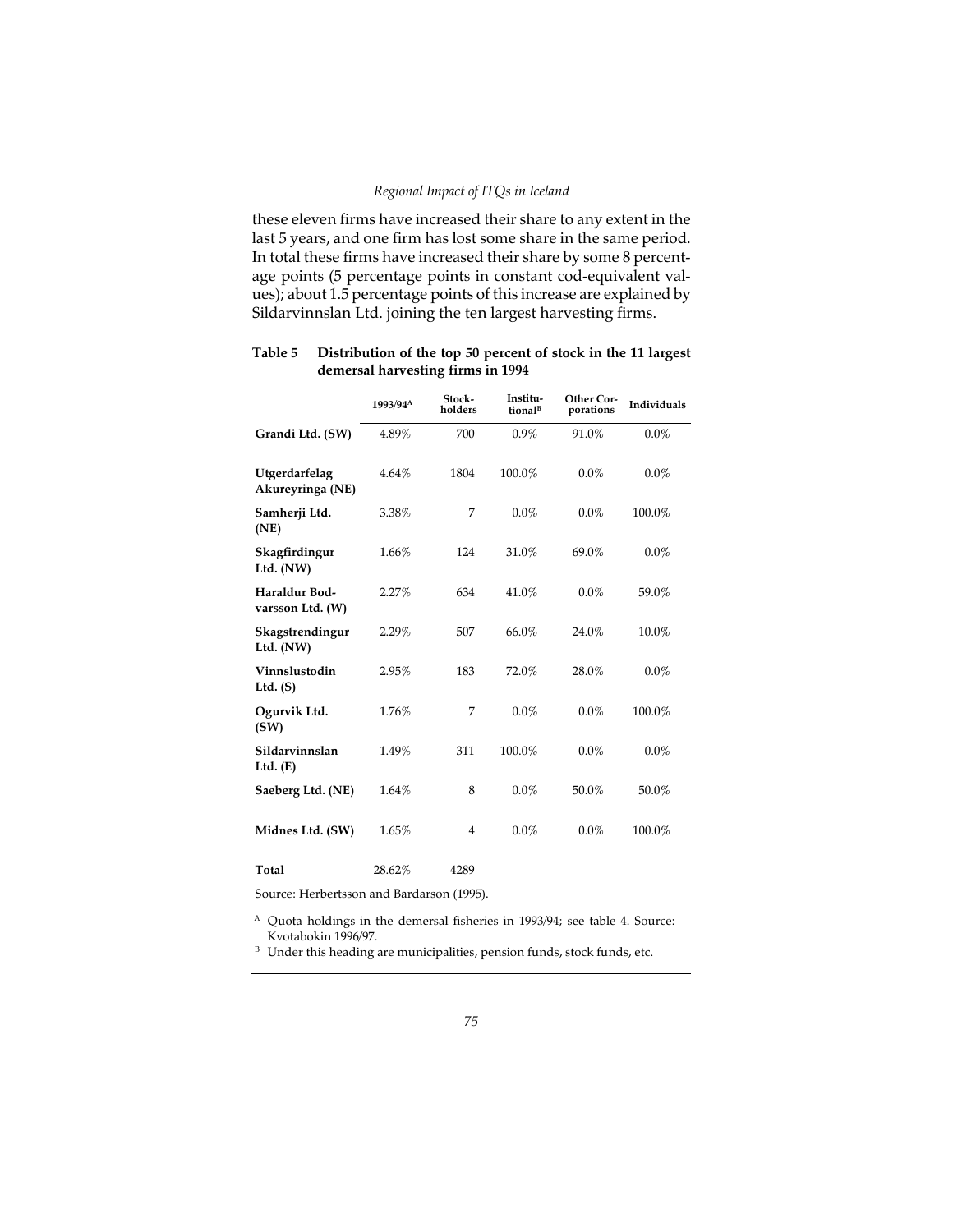these eleven firms have increased their share to any extent in the last 5 years, and one firm has lost some share in the same period. In total these firms have increased their share by some 8 percentage points (5 percentage points in constant cod-equivalent values); about 1.5 percentage points of this increase are explained by Sildarvinnslan Ltd. joining the ten largest harvesting firms.

**Table 5 Distribution of the top 50 percent of stock in the 11 largest demersal harvesting firms in 1994**

| | 1993/94[A] | Stock-holders | Institutional[B] | Other Corporations | Individuals |
|---|---|---|---|---|---|
| **Grandi Ltd. (SW)** | 4.89% | 700 | 0.9% | 91.0% | 0.0% |
| **Utgerdarfelag Akureyringa (NE)** | 4.64% | 1804 | 100.0% | 0.0% | 0.0% |
| **Samherji Ltd. (NE)** | 3.38% | 7 | 0.0% | 0.0% | 100.0% |
| **Skagfirdingur Ltd. (NW)** | 1.66% | 124 | 31.0% | 69.0% | 0.0% |
| **Haraldur Bodvarsson Ltd. (W)** | 2.27% | 634 | 41.0% | 0.0% | 59.0% |
| **Skagstrendingur Ltd. (NW)** | 2.29% | 507 | 66.0% | 24.0% | 10.0% |
| **Vinnslustodin Ltd. (S)** | 2.95% | 183 | 72.0% | 28.0% | 0.0% |
| **Ogurvik Ltd. (SW)** | 1.76% | 7 | 0.0% | 0.0% | 100.0% |
| **Sildarvinnslan Ltd. (E)** | 1.49% | 311 | 100.0% | 0.0% | 0.0% |
| **Saeberg Ltd. (NE)** | 1.64% | 8 | 0.0% | 50.0% | 50.0% |
| **Midnes Ltd. (SW)** | 1.65% | 4 | 0.0% | 0.0% | 100.0% |
| **Total** | 28.62% | 4289 | | | |

Source: Herbertsson and Bardarson (1995).

[A] Quota holdings in the demersal fisheries in 1993/94; see table 4. Source: Kvotabokin 1996/97.

[B] Under this heading are municipalities, pension funds, stock funds, etc.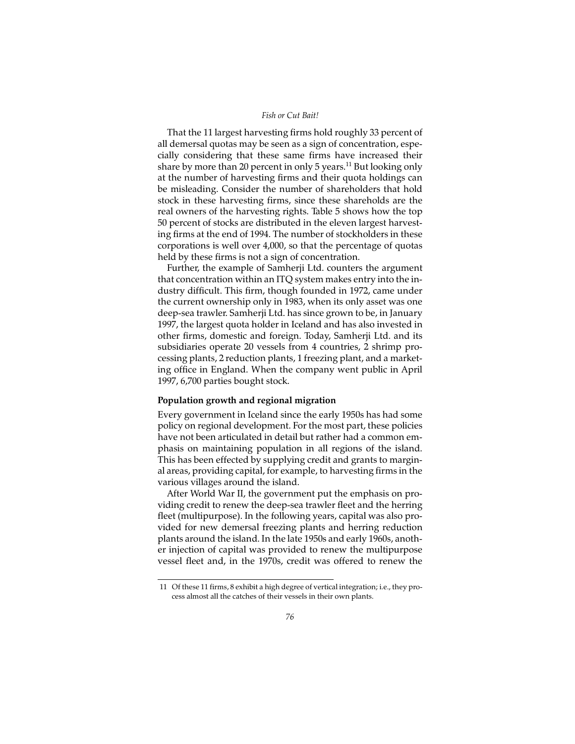That the 11 largest harvesting firms hold roughly 33 percent of all demersal quotas may be seen as a sign of concentration, especially considering that these same firms have increased their share by more than 20 percent in only 5 years.[11] But looking only at the number of harvesting firms and their quota holdings can be misleading. Consider the number of shareholders that hold stock in these harvesting firms, since these shareholds are the real owners of the harvesting rights. Table 5 shows how the top 50 percent of stocks are distributed in the eleven largest harvesting firms at the end of 1994. The number of stockholders in these corporations is well over 4,000, so that the percentage of quotas held by these firms is not a sign of concentration.

Further, the example of Samherji Ltd. counters the argument that concentration within an ITQ system makes entry into the industry difficult. This firm, though founded in 1972, came under the current ownership only in 1983, when its only asset was one deep-sea trawler. Samherji Ltd. has since grown to be, in January 1997, the largest quota holder in Iceland and has also invested in other firms, domestic and foreign. Today, Samherji Ltd. and its subsidiaries operate 20 vessels from 4 countries, 2 shrimp processing plants, 2 reduction plants, 1 freezing plant, and a marketing office in England. When the company went public in April 1997, 6,700 parties bought stock.

**Population growth and regional migration**

Every government in Iceland since the early 1950s has had some policy on regional development. For the most part, these policies have not been articulated in detail but rather had a common emphasis on maintaining population in all regions of the island. This has been effected by supplying credit and grants to marginal areas, providing capital, for example, to harvesting firms in the various villages around the island.

After World War II, the government put the emphasis on providing credit to renew the deep-sea trawler fleet and the herring fleet (multipurpose). In the following years, capital was also provided for new demersal freezing plants and herring reduction plants around the island. In the late 1950s and early 1960s, another injection of capital was provided to renew the multipurpose vessel fleet and, in the 1970s, credit was offered to renew the

11 Of these 11 firms, 8 exhibit a high degree of vertical integration; i.e., they process almost all the catches of their vessels in their own plants.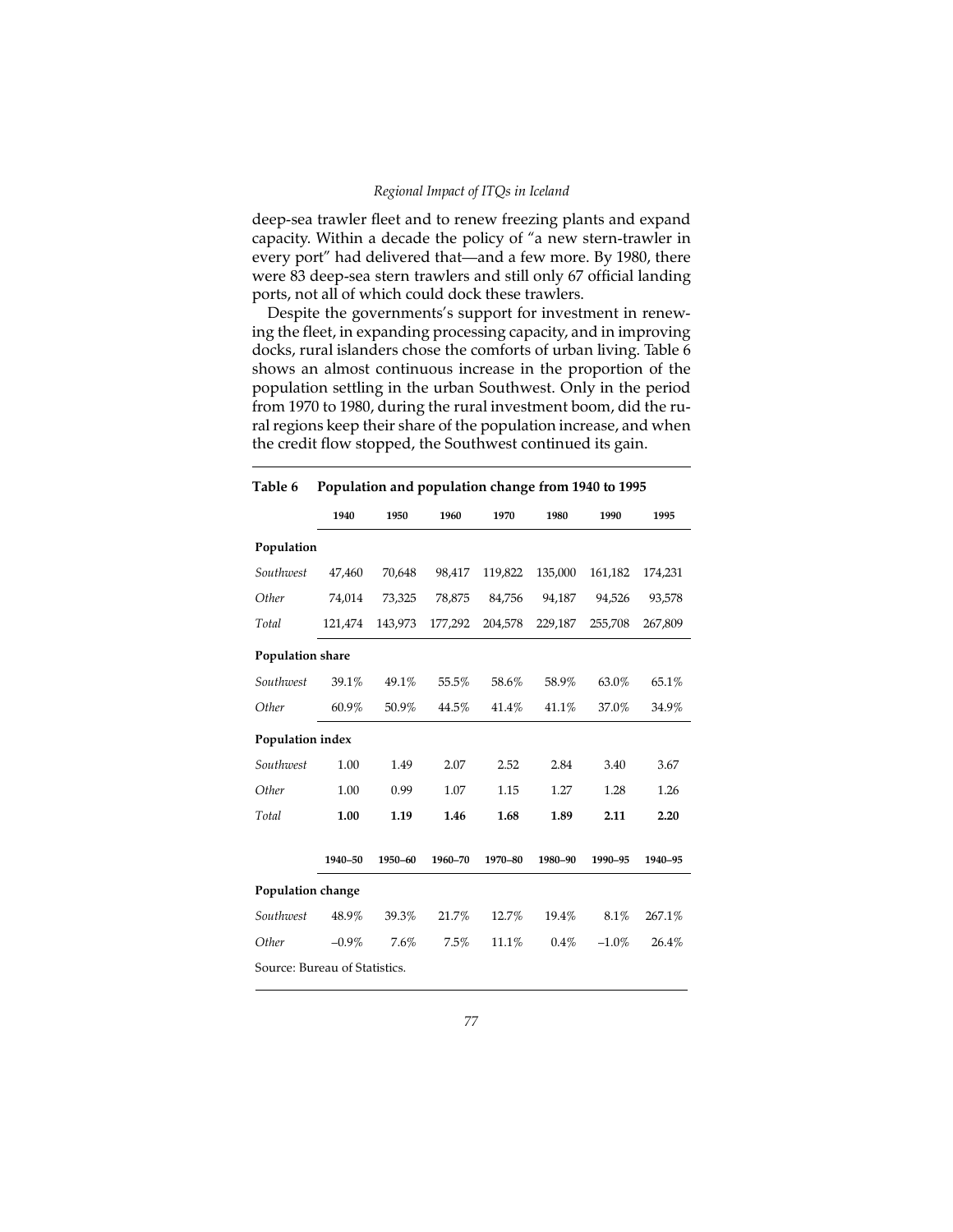deep-sea trawler fleet and to renew freezing plants and expand capacity. Within a decade the policy of "a new stern-trawler in every port" had delivered that—and a few more. By 1980, there were 83 deep-sea stern trawlers and still only 67 official landing ports, not all of which could dock these trawlers.

Despite the governments's support for investment in renewing the fleet, in expanding processing capacity, and in improving docks, rural islanders chose the comforts of urban living. Table 6 shows an almost continuous increase in the proportion of the population settling in the urban Southwest. Only in the period from 1970 to 1980, during the rural investment boom, did the rural regions keep their share of the population increase, and when the credit flow stopped, the Southwest continued its gain.

**Table 6 Population and population change from 1940 to 1995**

| | 1940 | 1950 | 1960 | 1970 | 1980 | 1990 | 1995 |
|---|---|---|---|---|---|---|---|
| **Population** | | | | | | | |
| *Southwest* | 47,460 | 70,648 | 98,417 | 119,822 | 135,000 | 161,182 | 174,231 |
| *Other* | 74,014 | 73,325 | 78,875 | 84,756 | 94,187 | 94,526 | 93,578 |
| *Total* | 121,474 | 143,973 | 177,292 | 204,578 | 229,187 | 255,708 | 267,809 |
| **Population share** | | | | | | | |
| *Southwest* | 39.1% | 49.1% | 55.5% | 58.6% | 58.9% | 63.0% | 65.1% |
| *Other* | 60.9% | 50.9% | 44.5% | 41.4% | 41.1% | 37.0% | 34.9% |
| **Population index** | | | | | | | |
| *Southwest* | 1.00 | 1.49 | 2.07 | 2.52 | 2.84 | 3.40 | 3.67 |
| *Other* | 1.00 | 0.99 | 1.07 | 1.15 | 1.27 | 1.28 | 1.26 |
| *Total* | **1.00** | **1.19** | **1.46** | **1.68** | **1.89** | **2.11** | **2.20** |
| | **1940–50** | **1950–60** | **1960–70** | **1970–80** | **1980–90** | **1990–95** | **1940–95** |
| **Population change** | | | | | | | |
| *Southwest* | 48.9% | 39.3% | 21.7% | 12.7% | 19.4% | 8.1% | 267.1% |
| *Other* | –0.9% | 7.6% | 7.5% | 11.1% | 0.4% | –1.0% | 26.4% |

Source: Bureau of Statistics.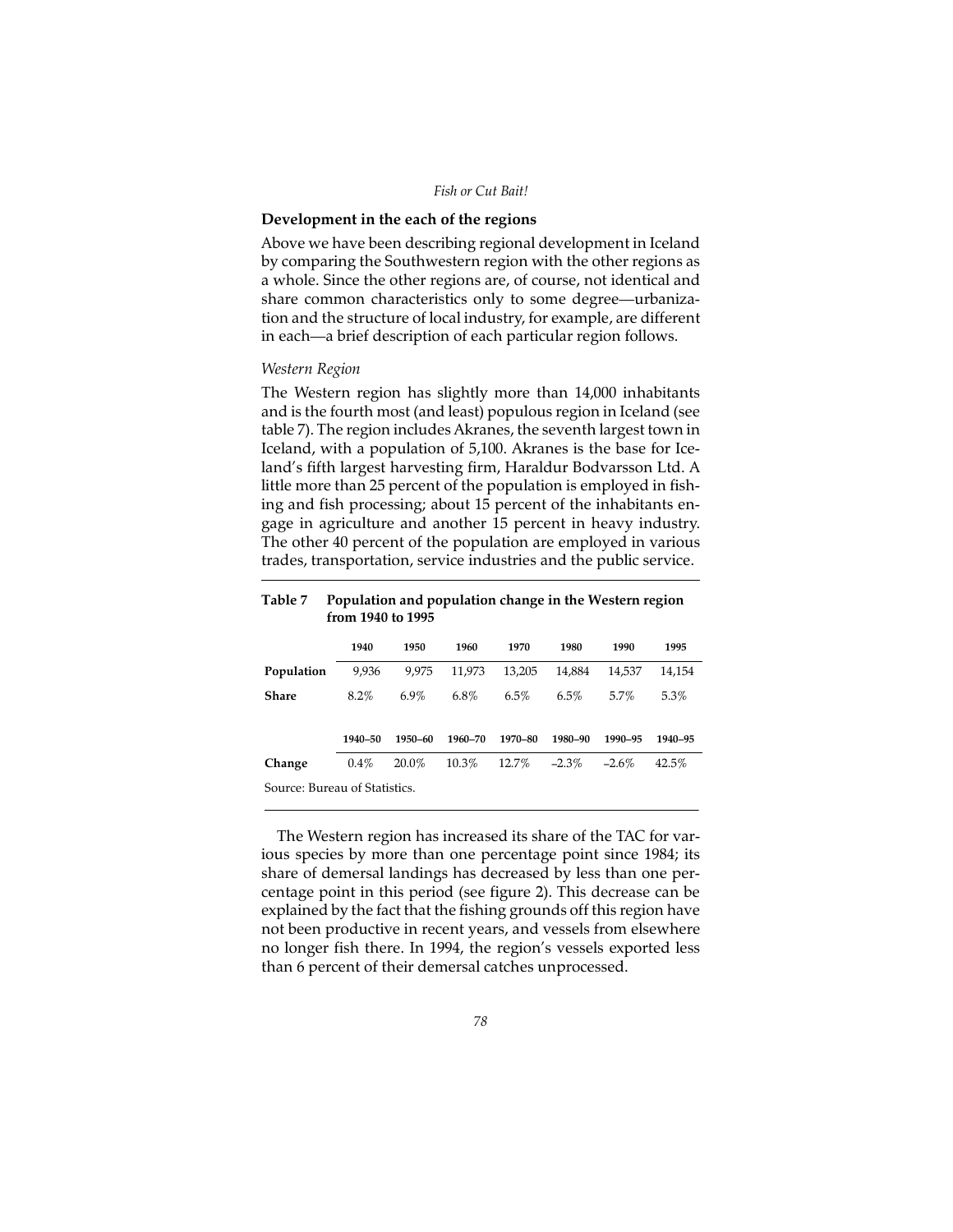### Development in the each of the regions

Above we have been describing regional development in Iceland by comparing the Southwestern region with the other regions as a whole. Since the other regions are, of course, not identical and share common characteristics only to some degree—urbanization and the structure of local industry, for example, are different in each—a brief description of each particular region follows.

#### *Western Region*

The Western region has slightly more than 14,000 inhabitants and is the fourth most (and least) populous region in Iceland (see table 7). The region includes Akranes, the seventh largest town in Iceland, with a population of 5,100. Akranes is the base for Iceland's fifth largest harvesting firm, Haraldur Bodvarsson Ltd. A little more than 25 percent of the population is employed in fishing and fish processing; about 15 percent of the inhabitants engage in agriculture and another 15 percent in heavy industry. The other 40 percent of the population are employed in various trades, transportation, service industries and the public service.

**Table 7 Population and population change in the Western region from 1940 to 1995**

| | 1940 | 1950 | 1960 | 1970 | 1980 | 1990 | 1995 |
|---|---|---|---|---|---|---|---|
| **Population** | 9,936 | 9,975 | 11,973 | 13,205 | 14,884 | 14,537 | 14,154 |
| **Share** | 8.2% | 6.9% | 6.8% | 6.5% | 6.5% | 5.7% | 5.3% |
| | **1940–50** | **1950–60** | **1960–70** | **1970–80** | **1980–90** | **1990–95** | **1940–95** |
| **Change** | 0.4% | 20.0% | 10.3% | 12.7% | –2.3% | –2.6% | 42.5% |

Source: Bureau of Statistics.

The Western region has increased its share of the TAC for various species by more than one percentage point since 1984; its share of demersal landings has decreased by less than one percentage point in this period (see figure 2). This decrease can be explained by the fact that the fishing grounds off this region have not been productive in recent years, and vessels from elsewhere no longer fish there. In 1994, the region's vessels exported less than 6 percent of their demersal catches unprocessed.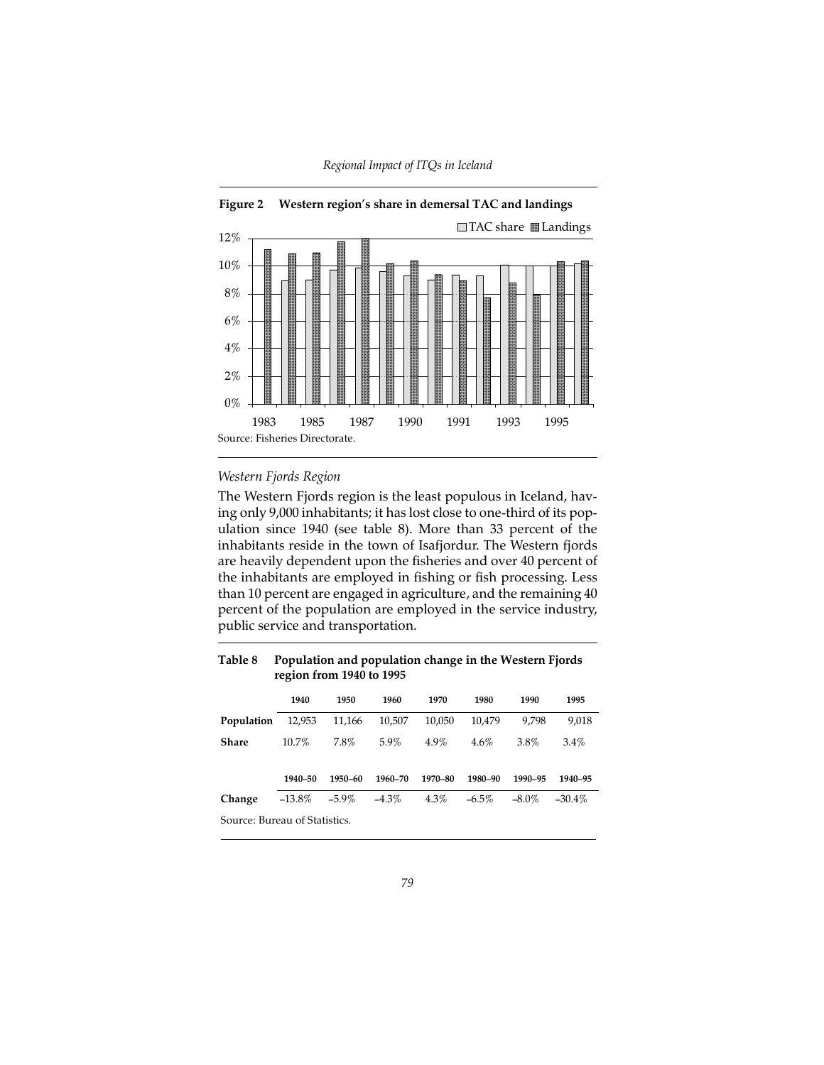**Figure 2 Western region's share in demersal TAC and landings**

Source: Fisheries Directorate.

*Western Fjords Region*

The Western Fjords region is the least populous in Iceland, having only 9,000 inhabitants; it has lost close to one-third of its population since 1940 (see table 8). More than 33 percent of the inhabitants reside in the town of Isafjordur. The Western fjords are heavily dependent upon the fisheries and over 40 percent of the inhabitants are employed in fishing or fish processing. Less than 10 percent are engaged in agriculture, and the remaining 40 percent of the population are employed in the service industry, public service and transportation.

**Table 8 Population and population change in the Western Fjords region from 1940 to 1995**

| | 1940 | 1950 | 1960 | 1970 | 1980 | 1990 | 1995 |
|---|---|---|---|---|---|---|---|
| **Population** | 12,953 | 11,166 | 10,507 | 10,050 | 10,479 | 9,798 | 9,018 |
| **Share** | 10.7% | 7.8% | 5.9% | 4.9% | 4.6% | 3.8% | 3.4% |
| | **1940–50** | **1950–60** | **1960–70** | **1970–80** | **1980–90** | **1990–95** | **1940–95** |
| **Change** | –13.8% | –5.9% | –4.3% | 4.3% | –6.5% | –8.0% | –30.4% |

Source: Bureau of Statistics.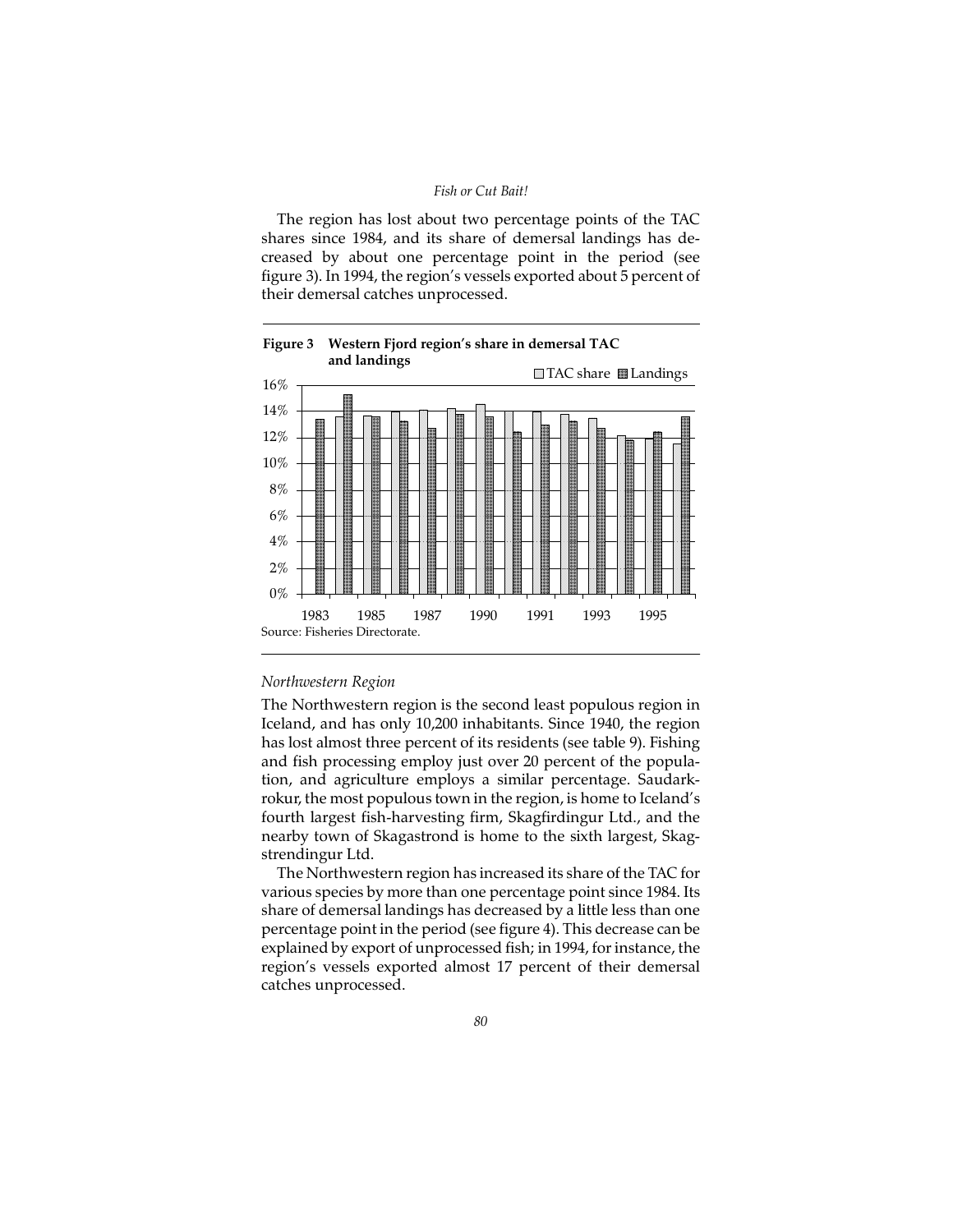The region has lost about two percentage points of the TAC shares since 1984, and its share of demersal landings has decreased by about one percentage point in the period (see figure 3). In 1994, the region's vessels exported about 5 percent of their demersal catches unprocessed.

**Figure 3 Western Fjord region's share in demersal TAC and landings**

Source: Fisheries Directorate.

*Northwestern Region*

The Northwestern region is the second least populous region in Iceland, and has only 10,200 inhabitants. Since 1940, the region has lost almost three percent of its residents (see table 9). Fishing and fish processing employ just over 20 percent of the population, and agriculture employs a similar percentage. Saudarkrokur, the most populous town in the region, is home to Iceland's fourth largest fish-harvesting firm, Skagfirdingur Ltd., and the nearby town of Skagastrond is home to the sixth largest, Skagstrendingur Ltd.

The Northwestern region has increased its share of the TAC for various species by more than one percentage point since 1984. Its share of demersal landings has decreased by a little less than one percentage point in the period (see figure 4). This decrease can be explained by export of unprocessed fish; in 1994, for instance, the region's vessels exported almost 17 percent of their demersal catches unprocessed.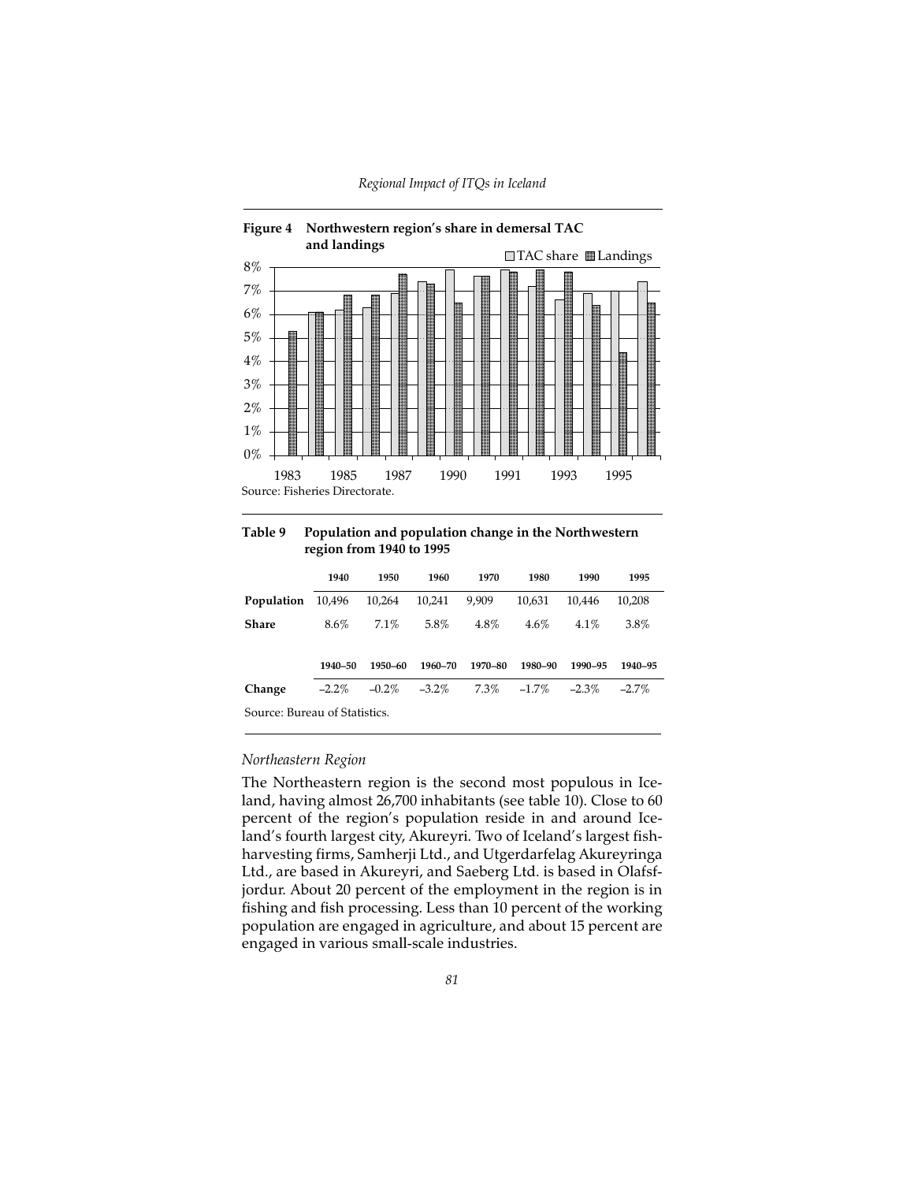**Figure 4 Northwestern region's share in demersal TAC and landings**

Source: Fisheries Directorate.

**Table 9 Population and population change in the Northwestern region from 1940 to 1995**

| | 1940 | 1950 | 1960 | 1970 | 1980 | 1990 | 1995 |
|---|---|---|---|---|---|---|---|
| **Population** | 10,496 | 10,264 | 10,241 | 9,909 | 10,631 | 10,446 | 10,208 |
| **Share** | 8.6% | 7.1% | 5.8% | 4.8% | 4.6% | 4.1% | 3.8% |
| | **1940–50** | **1950–60** | **1960–70** | **1970–80** | **1980–90** | **1990–95** | **1940–95** |
| **Change** | –2.2% | –0.2% | –3.2% | 7.3% | –1.7% | –2.3% | –2.7% |

Source: Bureau of Statistics.

### *Northeastern Region*

The Northeastern region is the second most populous in Iceland, having almost 26,700 inhabitants (see table 10). Close to 60 percent of the region's population reside in and around Iceland's fourth largest city, Akureyri. Two of Iceland's largest fish-harvesting firms, Samherji Ltd., and Utgerdarfelag Akureyringa Ltd., are based in Akureyri, and Saeberg Ltd. is based in Olafsfjordur. About 20 percent of the employment in the region is in fishing and fish processing. Less than 10 percent of the working population are engaged in agriculture, and about 15 percent are engaged in various small-scale industries.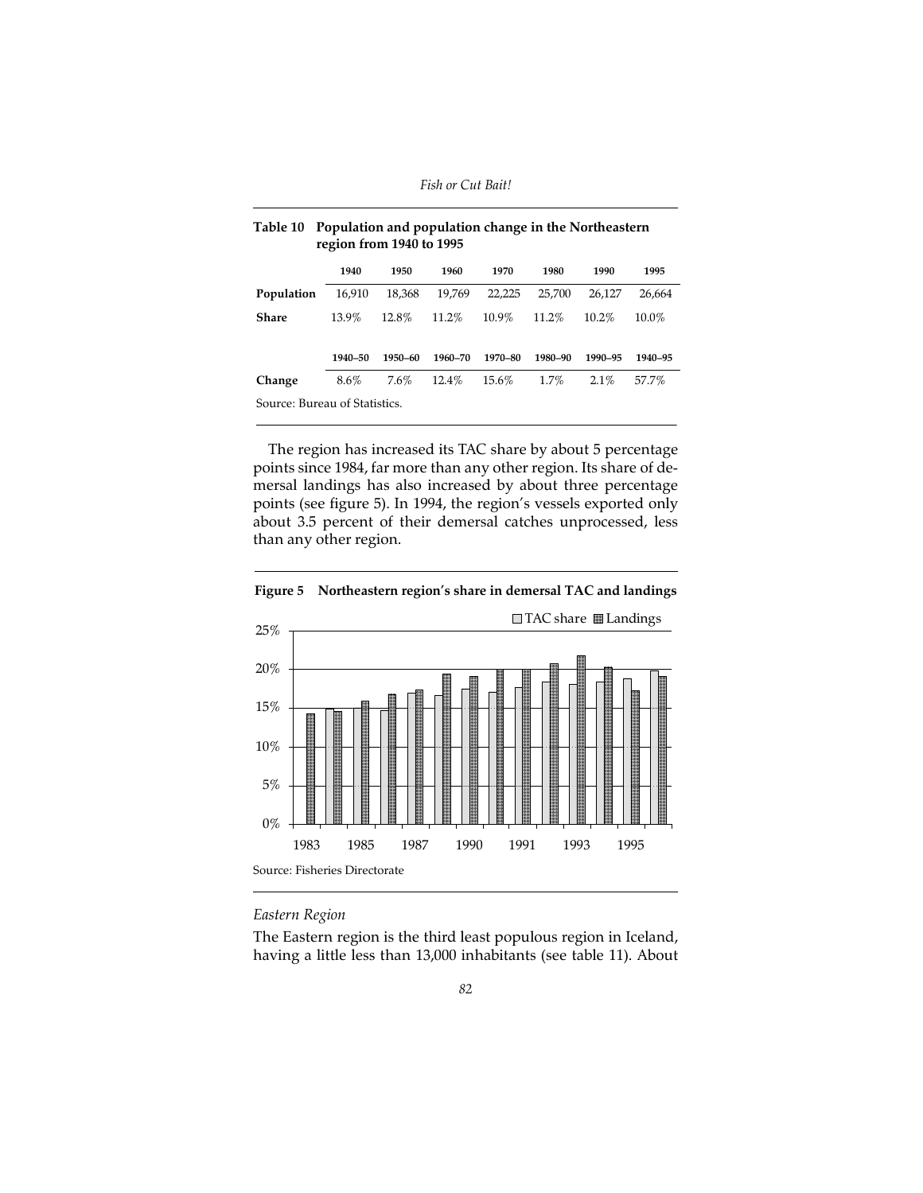**Table 10 Population and population change in the Northeastern region from 1940 to 1995**

| | 1940 | 1950 | 1960 | 1970 | 1980 | 1990 | 1995 |
|---|---|---|---|---|---|---|---|
| **Population** | 16,910 | 18,368 | 19,769 | 22,225 | 25,700 | 26,127 | 26,664 |
| **Share** | 13.9% | 12.8% | 11.2% | 10.9% | 11.2% | 10.2% | 10.0% |
| | **1940–50** | **1950–60** | **1960–70** | **1970–80** | **1980–90** | **1990–95** | **1940–95** |
| **Change** | 8.6% | 7.6% | 12.4% | 15.6% | 1.7% | 2.1% | 57.7% |

Source: Bureau of Statistics.

The region has increased its TAC share by about 5 percentage points since 1984, far more than any other region. Its share of demersal landings has also increased by about three percentage points (see figure 5). In 1994, the region's vessels exported only about 3.5 percent of their demersal catches unprocessed, less than any other region.

**Figure 5 Northeastern region's share in demersal TAC and landings**

Source: Fisheries Directorate

*Eastern Region*

The Eastern region is the third least populous region in Iceland, having a little less than 13,000 inhabitants (see table 11). About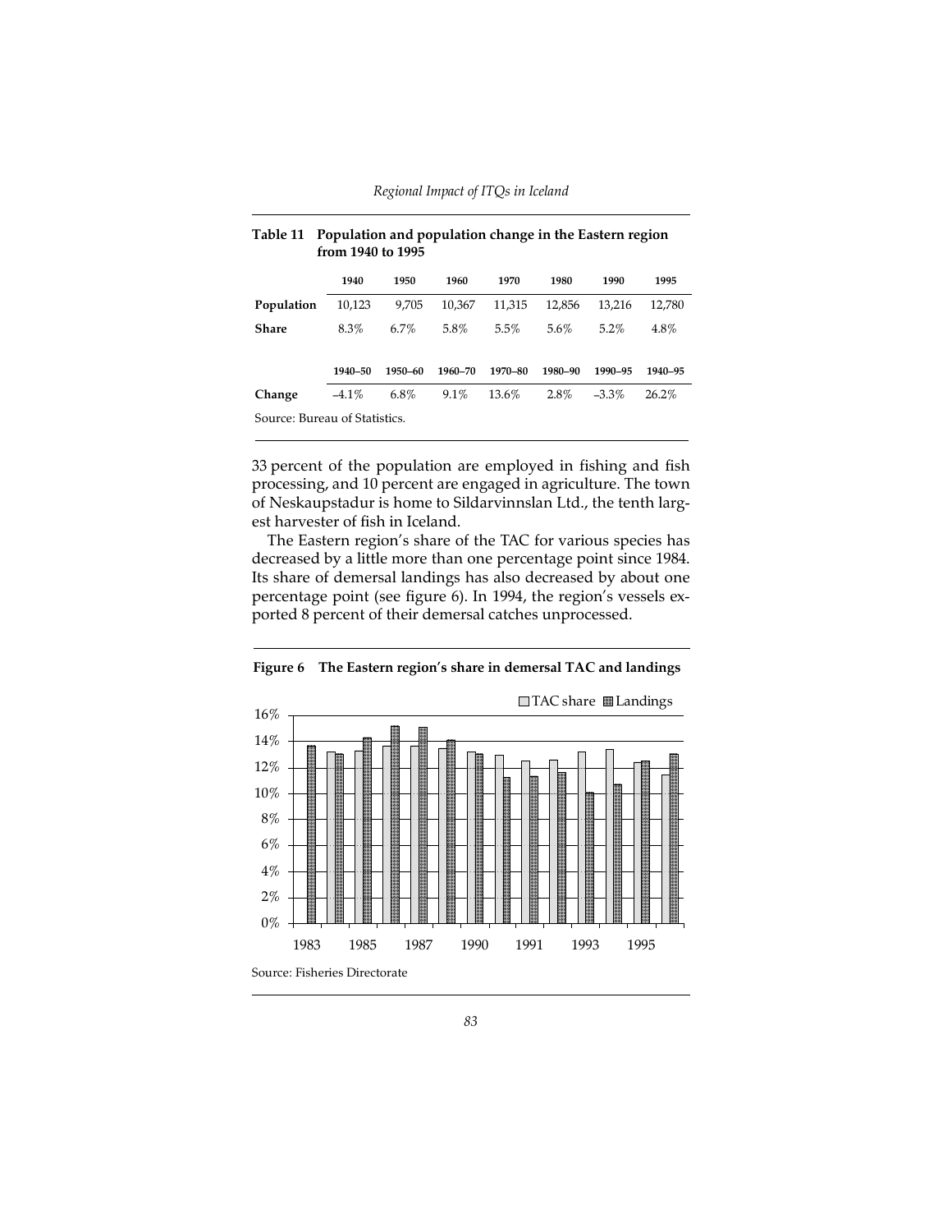**Table 11 Population and population change in the Eastern region from 1940 to 1995**

| | 1940 | 1950 | 1960 | 1970 | 1980 | 1990 | 1995 |
|---|---|---|---|---|---|---|---|
| **Population** | 10,123 | 9,705 | 10,367 | 11,315 | 12,856 | 13,216 | 12,780 |
| **Share** | 8.3% | 6.7% | 5.8% | 5.5% | 5.6% | 5.2% | 4.8% |
| | **1940–50** | **1950–60** | **1960–70** | **1970–80** | **1980–90** | **1990–95** | **1940–95** |
| **Change** | –4.1% | 6.8% | 9.1% | 13.6% | 2.8% | –3.3% | 26.2% |

Source: Bureau of Statistics.

33 percent of the population are employed in fishing and fish processing, and 10 percent are engaged in agriculture. The town of Neskaupstadur is home to Sildarvinnslan Ltd., the tenth largest harvester of fish in Iceland.

The Eastern region's share of the TAC for various species has decreased by a little more than one percentage point since 1984. Its share of demersal landings has also decreased by about one percentage point (see figure 6). In 1994, the region's vessels exported 8 percent of their demersal catches unprocessed.

**Figure 6 The Eastern region's share in demersal TAC and landings**

Source: Fisheries Directorate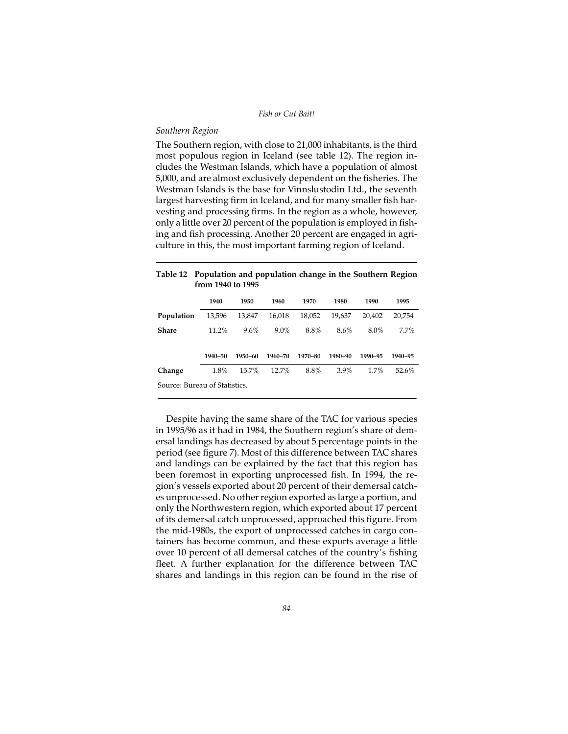### *Southern Region*

The Southern region, with close to 21,000 inhabitants, is the third most populous region in Iceland (see table 12). The region includes the Westman Islands, which have a population of almost 5,000, and are almost exclusively dependent on the fisheries. The Westman Islands is the base for Vinnslustodin Ltd., the seventh largest harvesting firm in Iceland, and for many smaller fish harvesting and processing firms. In the region as a whole, however, only a little over 20 percent of the population is employed in fishing and fish processing. Another 20 percent are engaged in agriculture in this, the most important farming region of Iceland.

**Table 12 Population and population change in the Southern Region from 1940 to 1995**

| | 1940 | 1950 | 1960 | 1970 | 1980 | 1990 | 1995 |
|---|---|---|---|---|---|---|---|
| **Population** | 13,596 | 13,847 | 16,018 | 18,052 | 19,637 | 20,402 | 20,754 |
| **Share** | 11.2% | 9.6% | 9.0% | 8.8% | 8.6% | 8.0% | 7.7% |
| | **1940–50** | **1950–60** | **1960–70** | **1970–80** | **1980–90** | **1990–95** | **1940–95** |
| **Change** | 1.8% | 15.7% | 12.7% | 8.8% | 3.9% | 1.7% | 52.6% |

Source: Bureau of Statistics.

Despite having the same share of the TAC for various species in 1995/96 as it had in 1984, the Southern region's share of demersal landings has decreased by about 5 percentage points in the period (see figure 7). Most of this difference between TAC shares and landings can be explained by the fact that this region has been foremost in exporting unprocessed fish. In 1994, the region's vessels exported about 20 percent of their demersal catches unprocessed. No other region exported as large a portion, and only the Northwestern region, which exported about 17 percent of its demersal catch unprocessed, approached this figure. From the mid-1980s, the export of unprocessed catches in cargo containers has become common, and these exports average a little over 10 percent of all demersal catches of the country's fishing fleet. A further explanation for the difference between TAC shares and landings in this region can be found in the rise of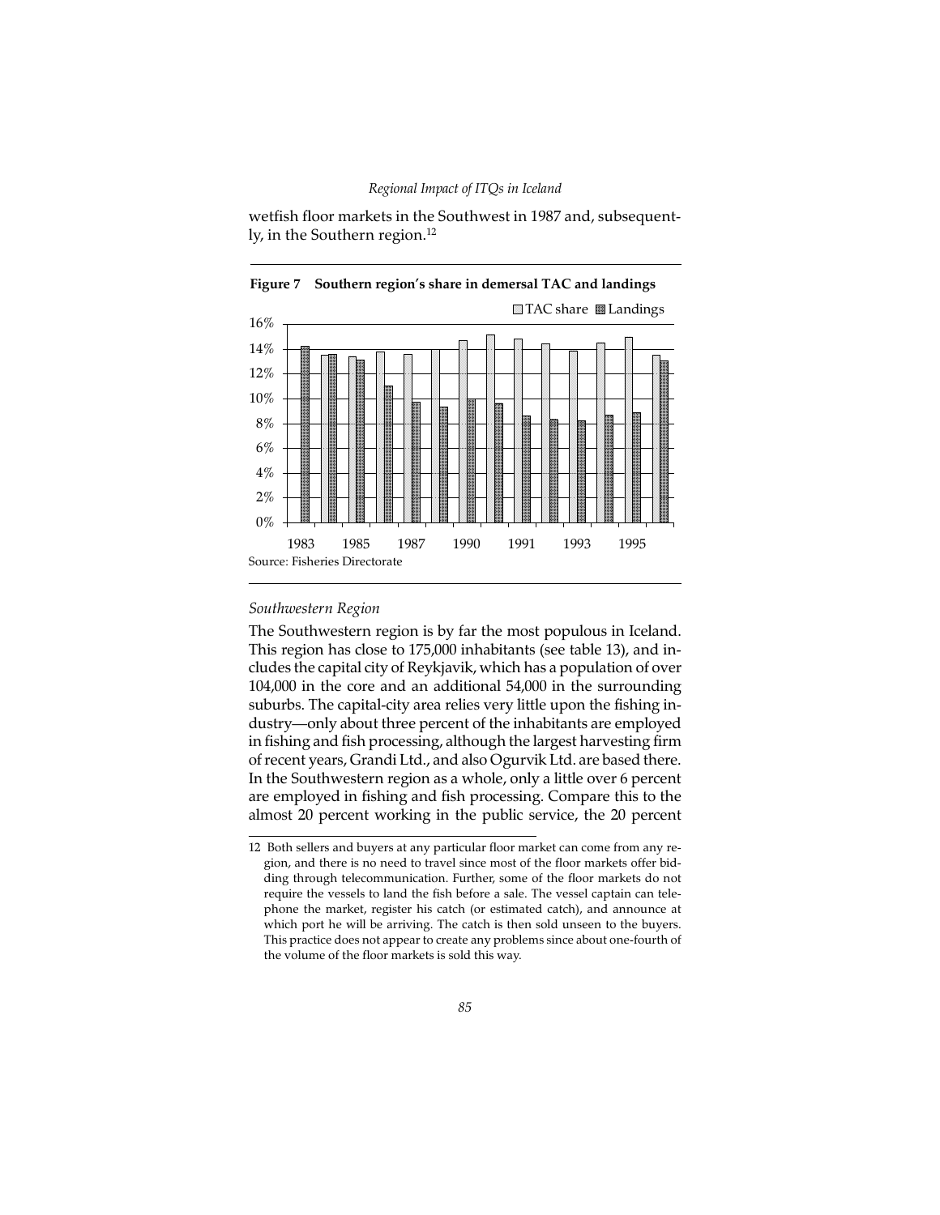wetfish floor markets in the Southwest in 1987 and, subsequently, in the Southern region.[12]

**Figure 7 Southern region's share in demersal TAC and landings**

Source: Fisheries Directorate

*Southwestern Region*

The Southwestern region is by far the most populous in Iceland. This region has close to 175,000 inhabitants (see table 13), and includes the capital city of Reykjavik, which has a population of over 104,000 in the core and an additional 54,000 in the surrounding suburbs. The capital-city area relies very little upon the fishing industry—only about three percent of the inhabitants are employed in fishing and fish processing, although the largest harvesting firm of recent years, Grandi Ltd., and also Ogurvik Ltd. are based there. In the Southwestern region as a whole, only a little over 6 percent are employed in fishing and fish processing. Compare this to the almost 20 percent working in the public service, the 20 percent

---

12 Both sellers and buyers at any particular floor market can come from any region, and there is no need to travel since most of the floor markets offer bidding through telecommunication. Further, some of the floor markets do not require the vessels to land the fish before a sale. The vessel captain can telephone the market, register his catch (or estimated catch), and announce at which port he will be arriving. The catch is then sold unseen to the buyers. This practice does not appear to create any problems since about one-fourth of the volume of the floor markets is sold this way.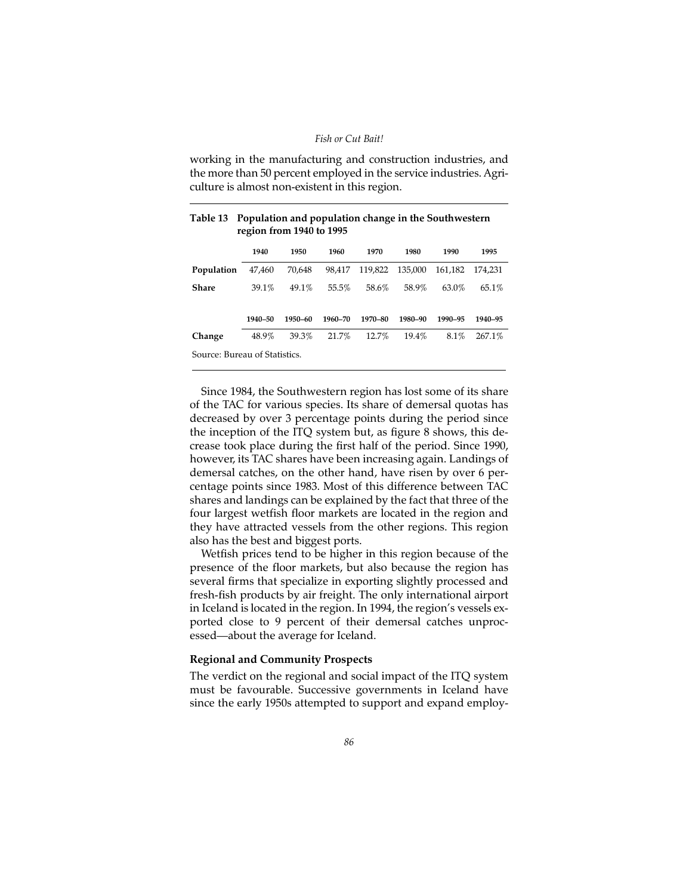working in the manufacturing and construction industries, and the more than 50 percent employed in the service industries. Agriculture is almost non-existent in this region.

**Table 13 Population and population change in the Southwestern region from 1940 to 1995**

| | 1940 | 1950 | 1960 | 1970 | 1980 | 1990 | 1995 |
|---|---|---|---|---|---|---|---|
| **Population** | 47,460 | 70,648 | 98,417 | 119,822 | 135,000 | 161,182 | 174,231 |
| **Share** | 39.1% | 49.1% | 55.5% | 58.6% | 58.9% | 63.0% | 65.1% |
| | **1940–50** | **1950–60** | **1960–70** | **1970–80** | **1980–90** | **1990–95** | **1940–95** |
| **Change** | 48.9% | 39.3% | 21.7% | 12.7% | 19.4% | 8.1% | 267.1% |

Source: Bureau of Statistics.

Since 1984, the Southwestern region has lost some of its share of the TAC for various species. Its share of demersal quotas has decreased by over 3 percentage points during the period since the inception of the ITQ system but, as figure 8 shows, this decrease took place during the first half of the period. Since 1990, however, its TAC shares have been increasing again. Landings of demersal catches, on the other hand, have risen by over 6 percentage points since 1983. Most of this difference between TAC shares and landings can be explained by the fact that three of the four largest wetfish floor markets are located in the region and they have attracted vessels from the other regions. This region also has the best and biggest ports.

Wetfish prices tend to be higher in this region because of the presence of the floor markets, but also because the region has several firms that specialize in exporting slightly processed and fresh-fish products by air freight. The only international airport in Iceland is located in the region. In 1994, the region's vessels exported close to 9 percent of their demersal catches unprocessed—about the average for Iceland.

### Regional and Community Prospects

The verdict on the regional and social impact of the ITQ system must be favourable. Successive governments in Iceland have since the early 1950s attempted to support and expand employ-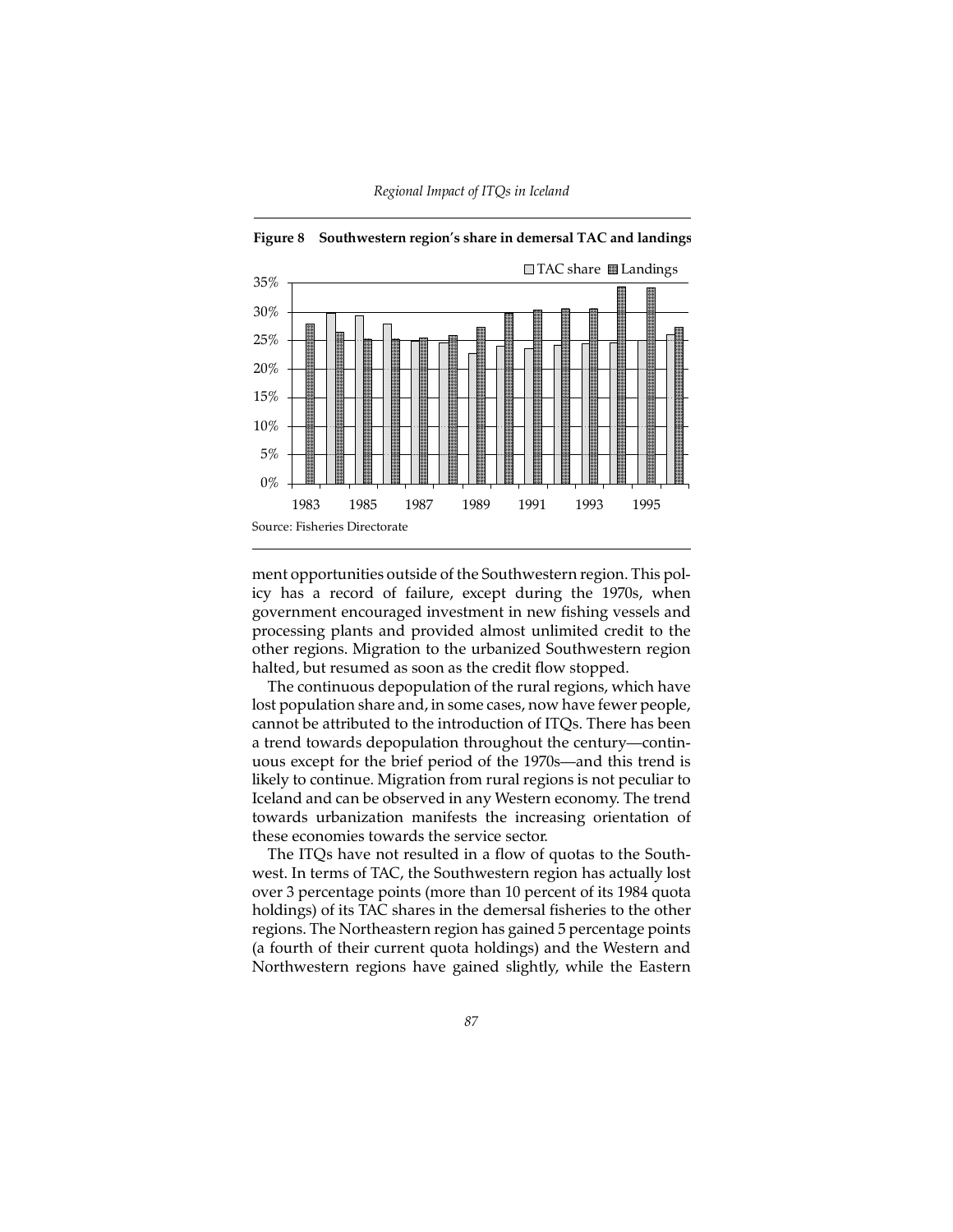**Figure 8 Southwestern region's share in demersal TAC and landings**

Source: Fisheries Directorate

ment opportunities outside of the Southwestern region. This policy has a record of failure, except during the 1970s, when government encouraged investment in new fishing vessels and processing plants and provided almost unlimited credit to the other regions. Migration to the urbanized Southwestern region halted, but resumed as soon as the credit flow stopped.

The continuous depopulation of the rural regions, which have lost population share and, in some cases, now have fewer people, cannot be attributed to the introduction of ITQs. There has been a trend towards depopulation throughout the century—continuous except for the brief period of the 1970s—and this trend is likely to continue. Migration from rural regions is not peculiar to Iceland and can be observed in any Western economy. The trend towards urbanization manifests the increasing orientation of these economies towards the service sector.

The ITQs have not resulted in a flow of quotas to the Southwest. In terms of TAC, the Southwestern region has actually lost over 3 percentage points (more than 10 percent of its 1984 quota holdings) of its TAC shares in the demersal fisheries to the other regions. The Northeastern region has gained 5 percentage points (a fourth of their current quota holdings) and the Western and Northwestern regions have gained slightly, while the Eastern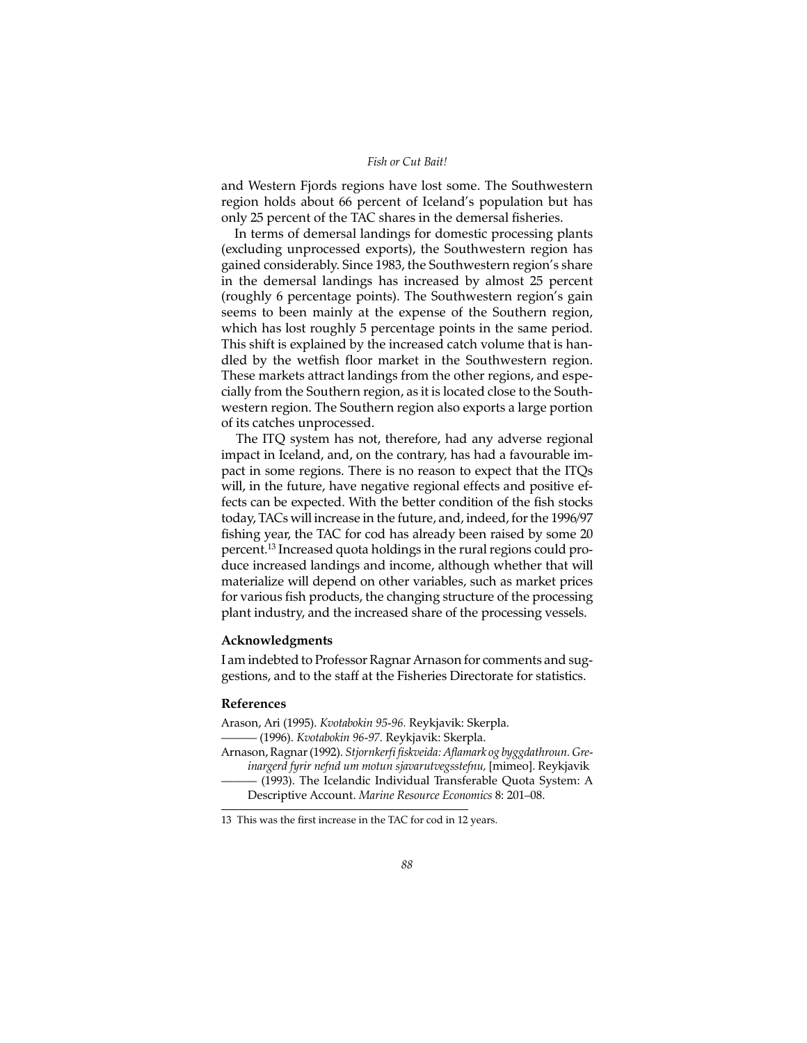and Western Fjords regions have lost some. The Southwestern region holds about 66 percent of Iceland's population but has only 25 percent of the TAC shares in the demersal fisheries.

In terms of demersal landings for domestic processing plants (excluding unprocessed exports), the Southwestern region has gained considerably. Since 1983, the Southwestern region's share in the demersal landings has increased by almost 25 percent (roughly 6 percentage points). The Southwestern region's gain seems to been mainly at the expense of the Southern region, which has lost roughly 5 percentage points in the same period. This shift is explained by the increased catch volume that is handled by the wetfish floor market in the Southwestern region. These markets attract landings from the other regions, and especially from the Southern region, as it is located close to the Southwestern region. The Southern region also exports a large portion of its catches unprocessed.

The ITQ system has not, therefore, had any adverse regional impact in Iceland, and, on the contrary, has had a favourable impact in some regions. There is no reason to expect that the ITQs will, in the future, have negative regional effects and positive effects can be expected. With the better condition of the fish stocks today, TACs will increase in the future, and, indeed, for the 1996/97 fishing year, the TAC for cod has already been raised by some 20 percent.[13] Increased quota holdings in the rural regions could produce increased landings and income, although whether that will materialize will depend on other variables, such as market prices for various fish products, the changing structure of the processing plant industry, and the increased share of the processing vessels.

### Acknowledgments

I am indebted to Professor Ragnar Arnason for comments and suggestions, and to the staff at the Fisheries Directorate for statistics.

### References

Arason, Ari (1995). *Kvotabokin 95-96.* Reykjavik: Skerpla.

——— (1996). *Kvotabokin 96-97.* Reykjavik: Skerpla.

Arnason, Ragnar (1992). *Stjornkerfi fiskveida: Aflamark og byggdathroun. Greinargerd fyrir nefnd um motun sjavarutvegsstefnu,* [mimeo]. Reykjavik

——— (1993). The Icelandic Individual Transferable Quota System: A Descriptive Account. *Marine Resource Economics* 8: 201–08.

---

13 This was the first increase in the TAC for cod in 12 years.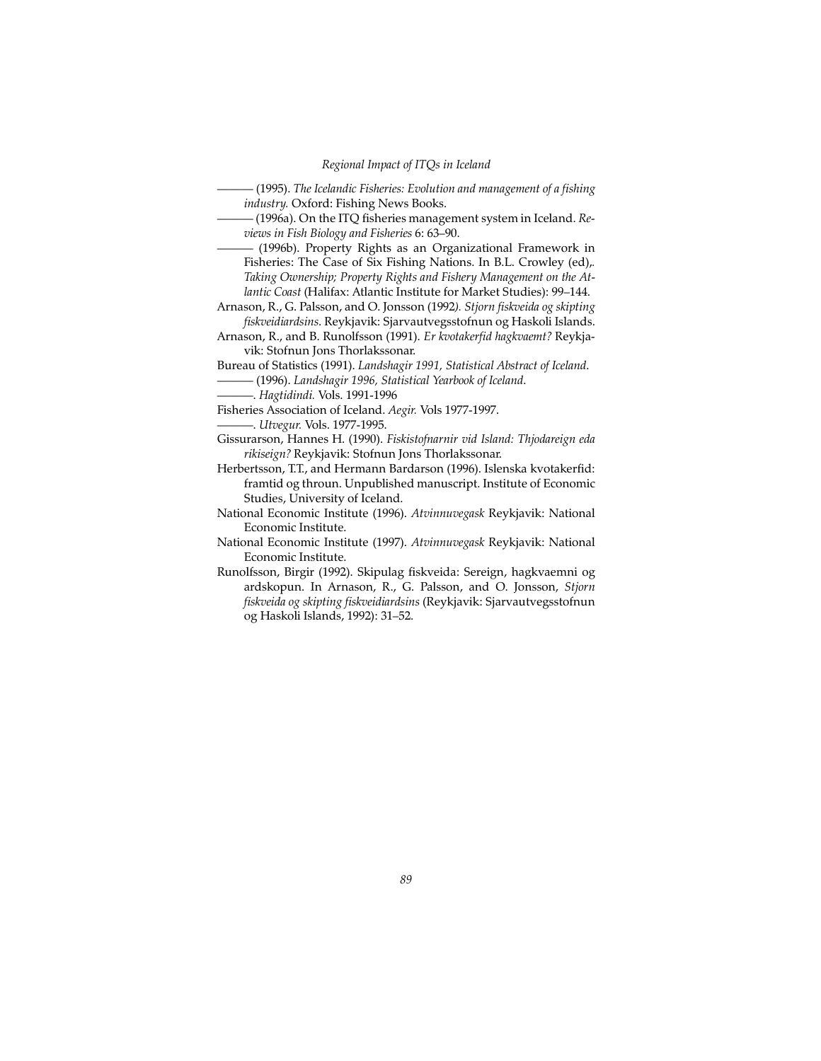——— (1995). *The Icelandic Fisheries: Evolution and management of a fishing industry.* Oxford: Fishing News Books.

——— (1996a). On the ITQ fisheries management system in Iceland. *Reviews in Fish Biology and Fisheries* 6: 63–90.

——— (1996b). Property Rights as an Organizational Framework in Fisheries: The Case of Six Fishing Nations. In B.L. Crowley (ed),. *Taking Ownership; Property Rights and Fishery Management on the Atlantic Coast* (Halifax: Atlantic Institute for Market Studies): 99–144.

Arnason, R., G. Palsson, and O. Jonsson (1992*). Stjorn fiskveida og skipting fiskveidiardsins*. Reykjavik: Sjarvautvegsstofnun og Haskoli Islands.

Arnason, R., and B. Runolfsson (1991). *Er kvotakerfid hagkvaemt?* Reykjavik: Stofnun Jons Thorlakssonar.

Bureau of Statistics (1991). *Landshagir 1991, Statistical Abstract of Iceland*.

——— (1996). *Landshagir 1996, Statistical Yearbook of Iceland*.

———. *Hagtidindi.* Vols. 1991-1996

Fisheries Association of Iceland. *Aegir.* Vols 1977-1997.

———. *Utvegur.* Vols. 1977-1995.

Gissurarson, Hannes H. (1990). *Fiskistofnarnir vid Island: Thjodareign eda rikiseign?* Reykjavik: Stofnun Jons Thorlakssonar.

Herbertsson, T.T., and Hermann Bardarson (1996). Islenska kvotakerfid: framtid og throun. Unpublished manuscript. Institute of Economic Studies, University of Iceland.

National Economic Institute (1996). *Atvinnuvegask* Reykjavik: National Economic Institute.

National Economic Institute (1997). *Atvinnuvegask* Reykjavik: National Economic Institute.

Runolfsson, Birgir (1992). Skipulag fiskveida: Sereign, hagkvaemni og ardskopun. In Arnason, R., G. Palsson, and O. Jonsson, *Stjorn fiskveida og skipting fiskveidiardsins* (Reykjavik: Sjarvautvegsstofnun og Haskoli Islands, 1992): 31–52.